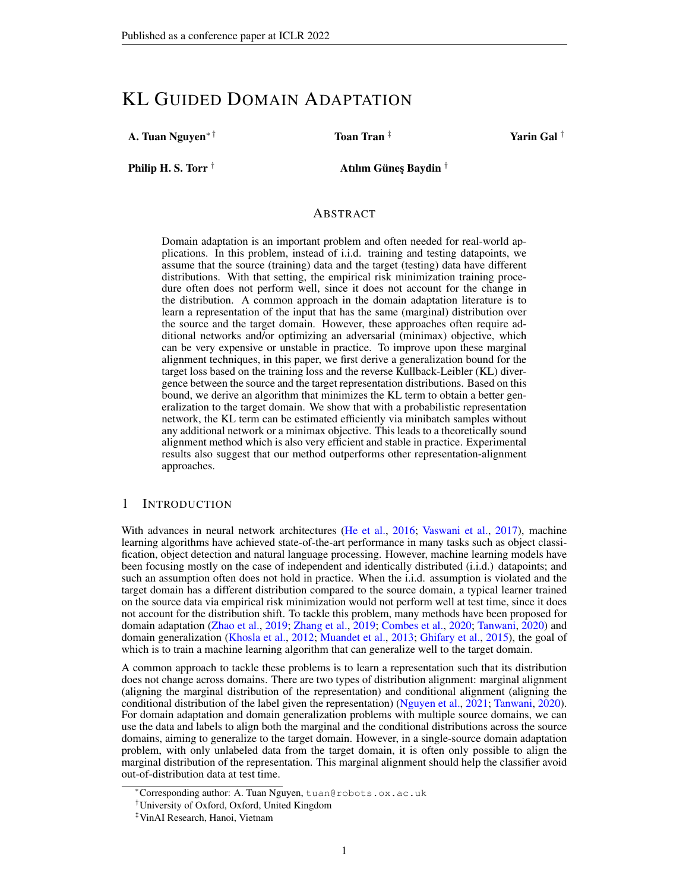# KL Guided Domain Adaptation

**A. Tuan Nguyen**[*] [†] **Toan Tran** [‡] **Yarin Gal** [†]

**Philip H. S. Torr** [†] **Atılım Güneş Baydin** [†]

## Abstract

Domain adaptation is an important problem and often needed for real-world applications. In this problem, instead of i.i.d. training and testing datapoints, we assume that the source (training) data and the target (testing) data have different distributions. With that setting, the empirical risk minimization training procedure often does not perform well, since it does not account for the change in the distribution. A common approach in the domain adaptation literature is to learn a representation of the input that has the same (marginal) distribution over the source and the target domain. However, these approaches often require additional networks and/or optimizing an adversarial (minimax) objective, which can be very expensive or unstable in practice. To improve upon these marginal alignment techniques, in this paper, we first derive a generalization bound for the target loss based on the training loss and the reverse Kullback-Leibler (KL) divergence between the source and the target representation distributions. Based on this bound, we derive an algorithm that minimizes the KL term to obtain a better generalization to the target domain. We show that with a probabilistic representation network, the KL term can be estimated efficiently via minibatch samples without any additional network or a minimax objective. This leads to a theoretically sound alignment method which is also very efficient and stable in practice. Experimental results also suggest that our method outperforms other representation-alignment approaches.

## 1 Introduction

With advances in neural network architectures (He et al., 2016; Vaswani et al., 2017), machine learning algorithms have achieved state-of-the-art performance in many tasks such as object classification, object detection and natural language processing. However, machine learning models have been focusing mostly on the case of independent and identically distributed (i.i.d.) datapoints; and such an assumption often does not hold in practice. When the i.i.d. assumption is violated and the target domain has a different distribution compared to the source domain, a typical learner trained on the source data via empirical risk minimization would not perform well at test time, since it does not account for the distribution shift. To tackle this problem, many methods have been proposed for domain adaptation (Zhao et al., 2019; Zhang et al., 2019; Combes et al., 2020; Tanwani, 2020) and domain generalization (Khosla et al., 2012; Muandet et al., 2013; Ghifary et al., 2015), the goal of which is to train a machine learning algorithm that can generalize well to the target domain.

A common approach to tackle these problems is to learn a representation such that its distribution does not change across domains. There are two types of distribution alignment: marginal alignment (aligning the marginal distribution of the representation) and conditional alignment (aligning the conditional distribution of the label given the representation) (Nguyen et al., 2021; Tanwani, 2020). For domain adaptation and domain generalization problems with multiple source domains, we can use the data and labels to align both the marginal and the conditional distributions across the source domains, aiming to generalize to the target domain. However, in a single-source domain adaptation problem, with only unlabeled data from the target domain, it is often only possible to align the marginal distribution of the representation. This marginal alignment should help the classifier avoid out-of-distribution data at test time.

[*]Corresponding author: A. Tuan Nguyen, tuan@robots.ox.ac.uk

[†]University of Oxford, Oxford, United Kingdom

[‡]VinAI Research, Hanoi, Vietnam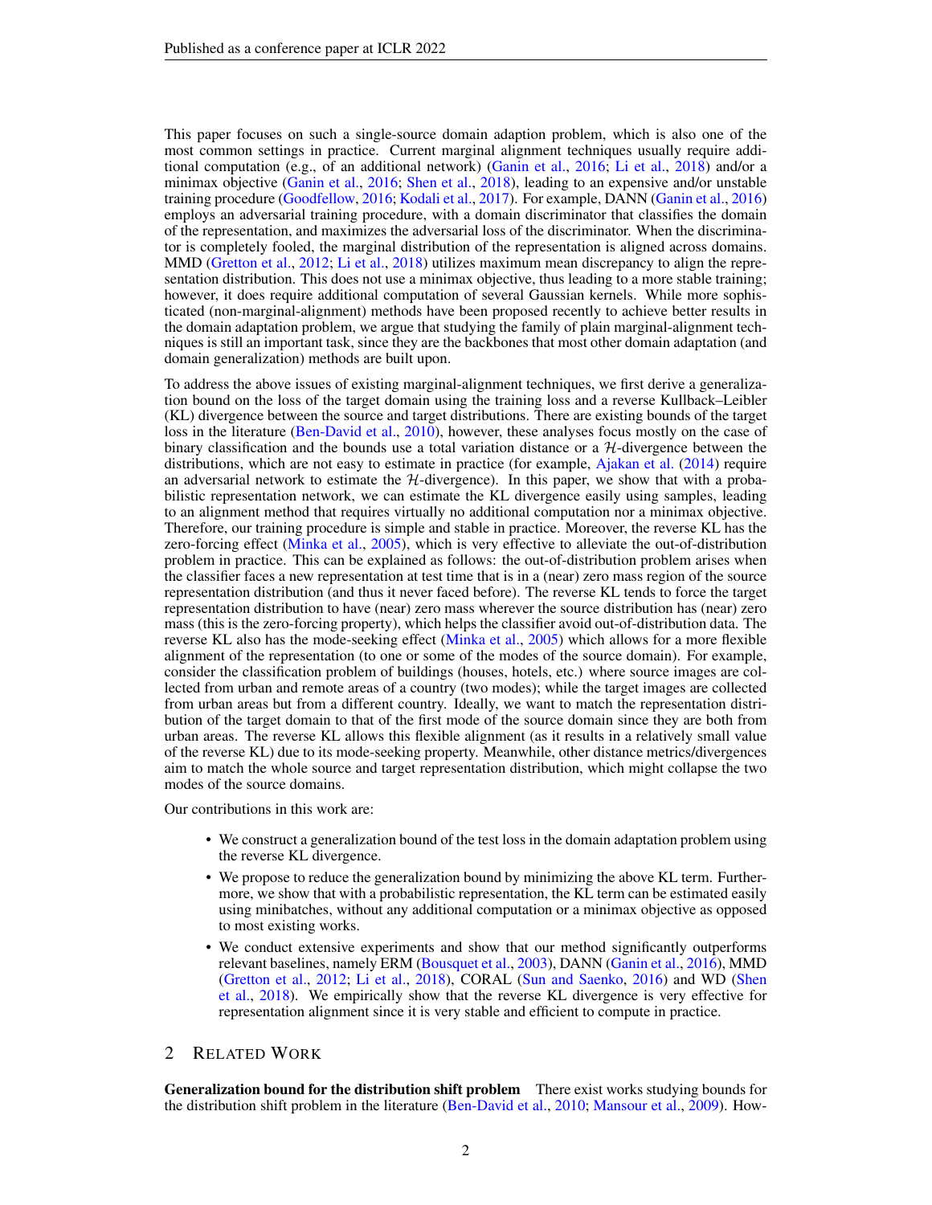This paper focuses on such a single-source domain adaption problem, which is also one of the most common settings in practice. Current marginal alignment techniques usually require additional computation (e.g., of an additional network) (Ganin et al., 2016; Li et al., 2018) and/or a minimax objective (Ganin et al., 2016; Shen et al., 2018), leading to an expensive and/or unstable training procedure (Goodfellow, 2016; Kodali et al., 2017). For example, DANN (Ganin et al., 2016) employs an adversarial training procedure, with a domain discriminator that classifies the domain of the representation, and maximizes the adversarial loss of the discriminator. When the discriminator is completely fooled, the marginal distribution of the representation is aligned across domains. MMD (Gretton et al., 2012; Li et al., 2018) utilizes maximum mean discrepancy to align the representation distribution. This does not use a minimax objective, thus leading to a more stable training; however, it does require additional computation of several Gaussian kernels. While more sophisticated (non-marginal-alignment) methods have been proposed recently to achieve better results in the domain adaptation problem, we argue that studying the family of plain marginal-alignment techniques is still an important task, since they are the backbones that most other domain adaptation (and domain generalization) methods are built upon.

To address the above issues of existing marginal-alignment techniques, we first derive a generalization bound on the loss of the target domain using the training loss and a reverse Kullback–Leibler (KL) divergence between the source and target distributions. There are existing bounds of the target loss in the literature (Ben-David et al., 2010), however, these analyses focus mostly on the case of binary classification and the bounds use a total variation distance or a $\mathcal{H}$-divergence between the distributions, which are not easy to estimate in practice (for example, Ajakan et al. (2014) require an adversarial network to estimate the $\mathcal{H}$-divergence). In this paper, we show that with a probabilistic representation network, we can estimate the KL divergence easily using samples, leading to an alignment method that requires virtually no additional computation nor a minimax objective. Therefore, our training procedure is simple and stable in practice. Moreover, the reverse KL has the zero-forcing effect (Minka et al., 2005), which is very effective to alleviate the out-of-distribution problem in practice. This can be explained as follows: the out-of-distribution problem arises when the classifier faces a new representation at test time that is in a (near) zero mass region of the source representation distribution (and thus it never faced before). The reverse KL tends to force the target representation distribution to have (near) zero mass wherever the source distribution has (near) zero mass (this is the zero-forcing property), which helps the classifier avoid out-of-distribution data. The reverse KL also has the mode-seeking effect (Minka et al., 2005) which allows for a more flexible alignment of the representation (to one or some of the modes of the source domain). For example, consider the classification problem of buildings (houses, hotels, etc.) where source images are collected from urban and remote areas of a country (two modes); while the target images are collected from urban areas but from a different country. Ideally, we want to match the representation distribution of the target domain to that of the first mode of the source domain since they are both from urban areas. The reverse KL allows this flexible alignment (as it results in a relatively small value of the reverse KL) due to its mode-seeking property. Meanwhile, other distance metrics/divergences aim to match the whole source and target representation distribution, which might collapse the two modes of the source domains.

Our contributions in this work are:

- We construct a generalization bound of the test loss in the domain adaptation problem using the reverse KL divergence.
- We propose to reduce the generalization bound by minimizing the above KL term. Furthermore, we show that with a probabilistic representation, the KL term can be estimated easily using minibatches, without any additional computation or a minimax objective as opposed to most existing works.
- We conduct extensive experiments and show that our method significantly outperforms relevant baselines, namely ERM (Bousquet et al., 2003), DANN (Ganin et al., 2016), MMD (Gretton et al., 2012; Li et al., 2018), CORAL (Sun and Saenko, 2016) and WD (Shen et al., 2018). We empirically show that the reverse KL divergence is very effective for representation alignment since it is very stable and efficient to compute in practice.

## 2 Related Work

**Generalization bound for the distribution shift problem** There exist works studying bounds for the distribution shift problem in the literature (Ben-David et al., 2010; Mansour et al., 2009). How-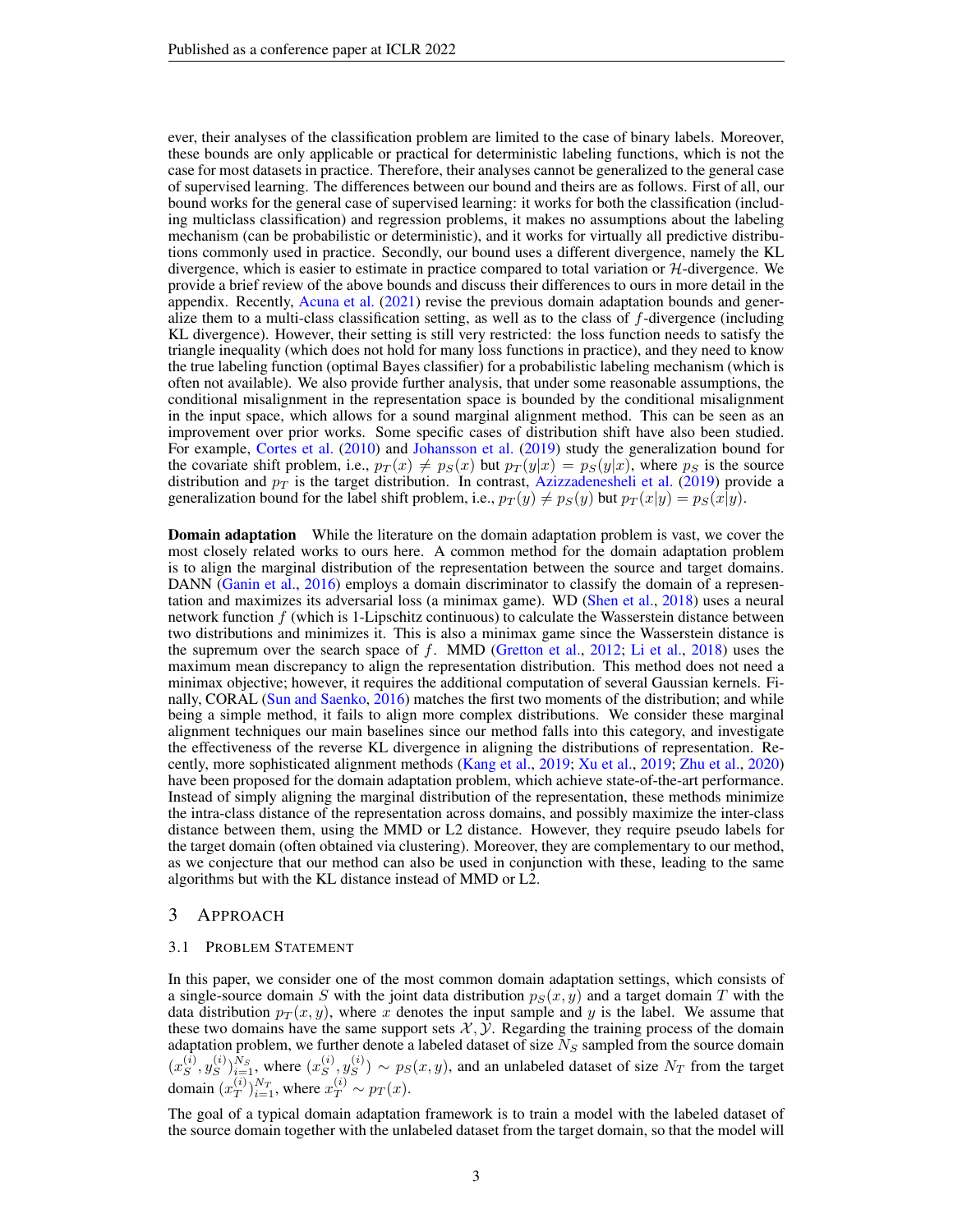ever, their analyses of the classification problem are limited to the case of binary labels. Moreover, these bounds are only applicable or practical for deterministic labeling functions, which is not the case for most datasets in practice. Therefore, their analyses cannot be generalized to the general case of supervised learning. The differences between our bound and theirs are as follows. First of all, our bound works for the general case of supervised learning: it works for both the classification (including multiclass classification) and regression problems, it makes no assumptions about the labeling mechanism (can be probabilistic or deterministic), and it works for virtually all predictive distributions commonly used in practice. Secondly, our bound uses a different divergence, namely the KL divergence, which is easier to estimate in practice compared to total variation or $\mathcal{H}$-divergence. We provide a brief review of the above bounds and discuss their differences to ours in more detail in the appendix. Recently, Acuna et al. (2021) revise the previous domain adaptation bounds and generalize them to a multi-class classification setting, as well as to the class of $f$-divergence (including KL divergence). However, their setting is still very restricted: the loss function needs to satisfy the triangle inequality (which does not hold for many loss functions in practice), and they need to know the true labeling function (optimal Bayes classifier) for a probabilistic labeling mechanism (which is often not available). We also provide further analysis, that under some reasonable assumptions, the conditional misalignment in the representation space is bounded by the conditional misalignment in the input space, which allows for a sound marginal alignment method. This can be seen as an improvement over prior works. Some specific cases of distribution shift have also been studied. For example, Cortes et al. (2010) and Johansson et al. (2019) study the generalization bound for the covariate shift problem, i.e., $p_T(x) \neq p_S(x)$ but $p_T(y|x) = p_S(y|x)$, where $p_S$ is the source distribution and $p_T$ is the target distribution. In contrast, Azizzadenesheli et al. (2019) provide a generalization bound for the label shift problem, i.e., $p_T(y) \neq p_S(y)$ but $p_T(x|y) = p_S(x|y)$.

**Domain adaptation** While the literature on the domain adaptation problem is vast, we cover the most closely related works to ours here. A common method for the domain adaptation problem is to align the marginal distribution of the representation between the source and target domains. DANN (Ganin et al., 2016) employs a domain discriminator to classify the domain of a representation and maximizes its adversarial loss (a minimax game). WD (Shen et al., 2018) uses a neural network function $f$ (which is 1-Lipschitz continuous) to calculate the Wasserstein distance between two distributions and minimizes it. This is also a minimax game since the Wasserstein distance is the supremum over the search space of $f$. MMD (Gretton et al., 2012; Li et al., 2018) uses the maximum mean discrepancy to align the representation distribution. This method does not need a minimax objective; however, it requires the additional computation of several Gaussian kernels. Finally, CORAL (Sun and Saenko, 2016) matches the first two moments of the distribution; and while being a simple method, it fails to align more complex distributions. We consider these marginal alignment techniques our main baselines since our method falls into this category, and investigate the effectiveness of the reverse KL divergence in aligning the distributions of representation. Recently, more sophisticated alignment methods (Kang et al., 2019; Xu et al., 2019; Zhu et al., 2020) have been proposed for the domain adaptation problem, which achieve state-of-the-art performance. Instead of simply aligning the marginal distribution of the representation, these methods minimize the intra-class distance of the representation across domains, and possibly maximize the inter-class distance between them, using the MMD or L2 distance. However, they require pseudo labels for the target domain (often obtained via clustering). Moreover, they are complementary to our method, as we conjecture that our method can also be used in conjunction with these, leading to the same algorithms but with the KL distance instead of MMD or L2.

## 3 Approach

### 3.1 Problem Statement

In this paper, we consider one of the most common domain adaptation settings, which consists of a single-source domain $S$ with the joint data distribution $p_S(x, y)$ and a target domain $T$ with the data distribution $p_T(x, y)$, where $x$ denotes the input sample and $y$ is the label. We assume that these two domains have the same support sets $\mathcal{X}, \mathcal{Y}$. Regarding the training process of the domain adaptation problem, we further denote a labeled dataset of size $N_S$ sampled from the source domain $(x_S^{(i)}, y_S^{(i)})_{i=1}^{N_S}$, where $(x_S^{(i)}, y_S^{(i)}) \sim p_S(x, y)$, and an unlabeled dataset of size $N_T$ from the target domain $(x_T^{(i)})_{i=1}^{N_T}$, where $x_T^{(i)} \sim p_T(x)$.

The goal of a typical domain adaptation framework is to train a model with the labeled dataset of the source domain together with the unlabeled dataset from the target domain, so that the model will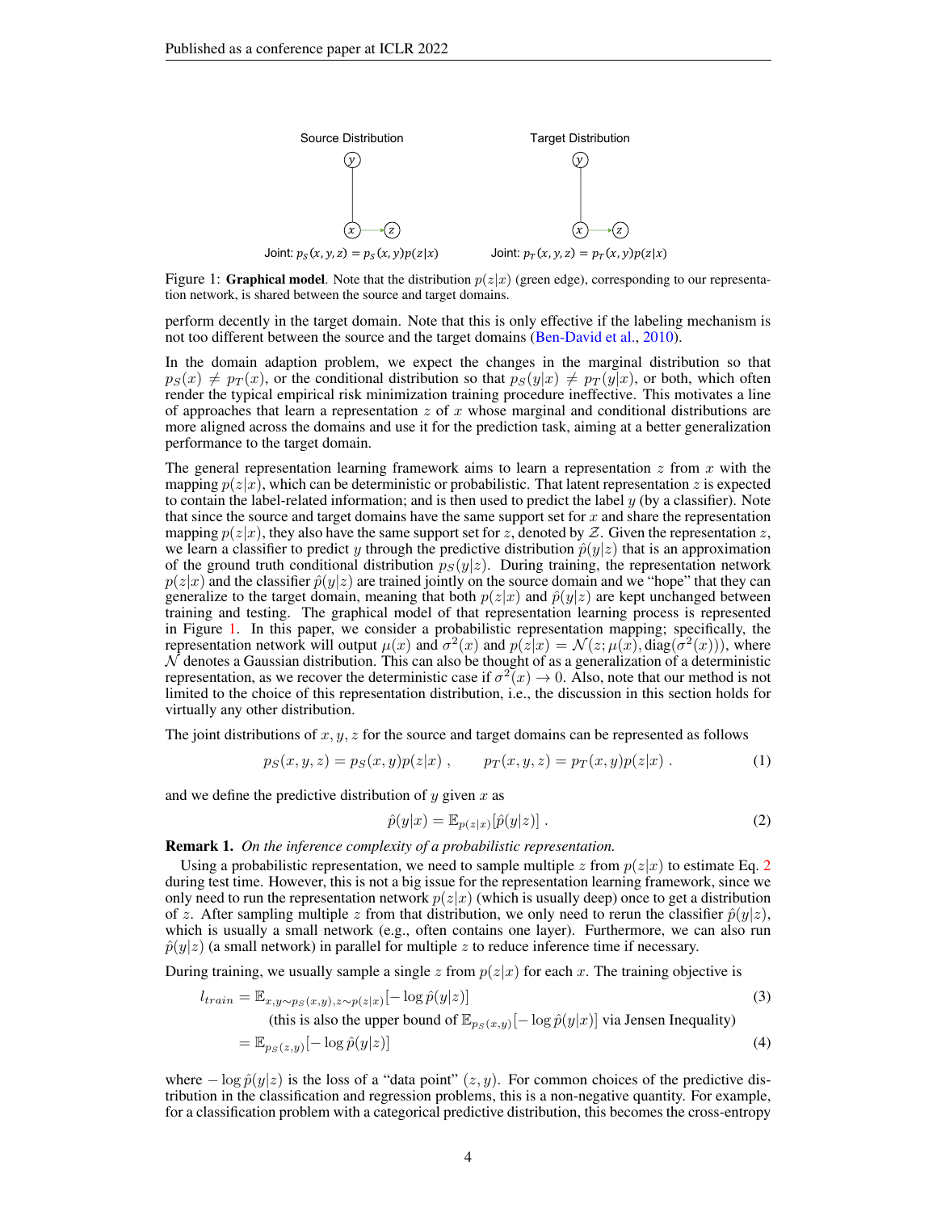Figure 1: **Graphical model**. Note that the distribution $p(z|x)$ (green edge), corresponding to our representation network, is shared between the source and target domains.

perform decently in the target domain. Note that this is only effective if the labeling mechanism is not too different between the source and the target domains (Ben-David et al., 2010).

In the domain adaption problem, we expect the changes in the marginal distribution so that $p_S(x) \neq p_T(x)$, or the conditional distribution so that $p_S(y|x) \neq p_T(y|x)$, or both, which often render the typical empirical risk minimization training procedure ineffective. This motivates a line of approaches that learn a representation $z$ of $x$ whose marginal and conditional distributions are more aligned across the domains and use it for the prediction task, aiming at a better generalization performance to the target domain.

The general representation learning framework aims to learn a representation $z$ from $x$ with the mapping $p(z|x)$, which can be deterministic or probabilistic. That latent representation $z$ is expected to contain the label-related information; and is then used to predict the label $y$ (by a classifier). Note that since the source and target domains have the same support set for $x$ and share the representation mapping $p(z|x)$, they also have the same support set for $z$, denoted by $\mathcal{Z}$. Given the representation $z$, we learn a classifier to predict $y$ through the predictive distribution $\hat{p}(y|z)$ that is an approximation of the ground truth conditional distribution $p_S(y|z)$. During training, the representation network $p(z|x)$ and the classifier $\hat{p}(y|z)$ are trained jointly on the source domain and we "hope" that they can generalize to the target domain, meaning that both $p(z|x)$ and $\hat{p}(y|z)$ are kept unchanged between training and testing. The graphical model of that representation learning process is represented in Figure 1. In this paper, we consider a probabilistic representation mapping; specifically, the representation network will output $\mu(x)$ and $\sigma^2(x)$ and $p(z|x) = \mathcal{N}(z; \mu(x), \text{diag}(\sigma^2(x)))$, where $\mathcal{N}$ denotes a Gaussian distribution. This can also be thought of as a generalization of a deterministic representation, as we recover the deterministic case if $\sigma^2(x) \to 0$. Also, note that our method is not limited to the choice of this representation distribution, i.e., the discussion in this section holds for virtually any other distribution.

The joint distributions of $x, y, z$ for the source and target domains can be represented as follows

$$p_S(x, y, z) = p_S(x, y)p(z|x) \;, \qquad p_T(x, y, z) = p_T(x, y)p(z|x) \;. \tag{1}$$

and we define the predictive distribution of $y$ given $x$ as

$$\hat{p}(y|x) = \mathbb{E}_{p(z|x)}[\hat{p}(y|z)] \;. \tag{2}$$

**Remark 1.** *On the inference complexity of a probabilistic representation.*

Using a probabilistic representation, we need to sample multiple $z$ from $p(z|x)$ to estimate Eq. 2 during test time. However, this is not a big issue for the representation learning framework, since we only need to run the representation network $p(z|x)$ (which is usually deep) once to get a distribution of $z$. After sampling multiple $z$ from that distribution, we only need to rerun the classifier $\hat{p}(y|z)$, which is usually a small network (e.g., often contains one layer). Furthermore, we can also run $\hat{p}(y|z)$ (a small network) in parallel for multiple $z$ to reduce inference time if necessary.

During training, we usually sample a single $z$ from $p(z|x)$ for each $x$. The training objective is

$$l_{train} = \mathbb{E}_{x,y \sim p_S(x,y), z \sim p(z|x)}[-\log \hat{p}(y|z)] \tag{3}$$

(this is also the upper bound of $\mathbb{E}_{p_S(x,y)}[-\log \hat{p}(y|x)]$ via Jensen Inequality)

$$= \mathbb{E}_{p_S(z,y)}[-\log \hat{p}(y|z)] \tag{4}$$

where $-\log \hat{p}(y|z)$ is the loss of a "data point" $(z, y)$. For common choices of the predictive distribution in the classification and regression problems, this is a non-negative quantity. For example, for a classification problem with a categorical predictive distribution, this becomes the cross-entropy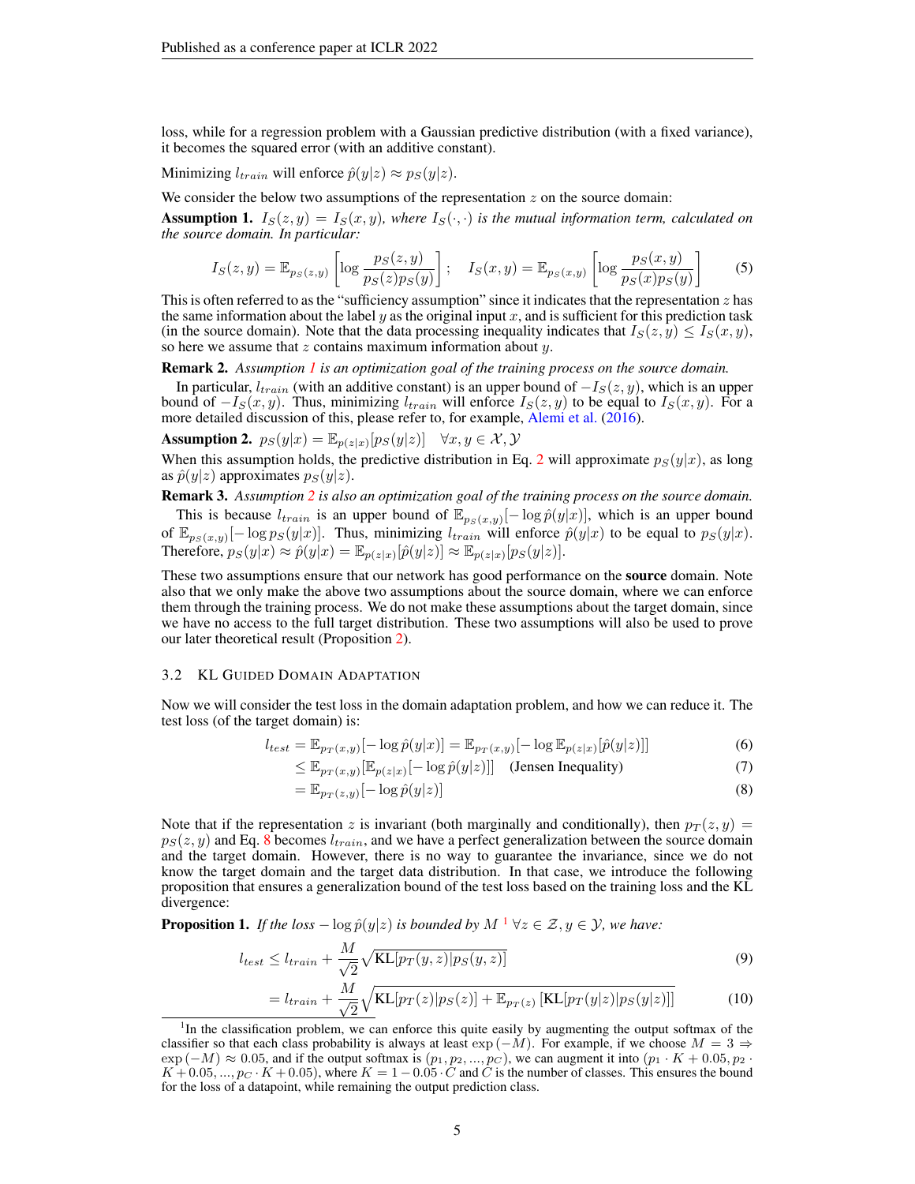loss, while for a regression problem with a Gaussian predictive distribution (with a fixed variance), it becomes the squared error (with an additive constant).

Minimizing $l_{train}$ will enforce $\hat{p}(y|z) \approx p_S(y|z)$.

We consider the below two assumptions of the representation $z$ on the source domain:

**Assumption 1.** *$I_S(z, y) = I_S(x, y)$, where $I_S(\cdot, \cdot)$ is the mutual information term, calculated on the source domain. In particular:*

$$I_S(z, y) = \mathbb{E}_{p_S(z,y)}\left[\log \frac{p_S(z, y)}{p_S(z)p_S(y)}\right]; \quad I_S(x, y) = \mathbb{E}_{p_S(x,y)}\left[\log \frac{p_S(x, y)}{p_S(x)p_S(y)}\right] \tag{5}$$

This is often referred to as the "sufficiency assumption" since it indicates that the representation $z$ has the same information about the label $y$ as the original input $x$, and is sufficient for this prediction task (in the source domain). Note that the data processing inequality indicates that $I_S(z, y) \leq I_S(x, y)$, so here we assume that $z$ contains maximum information about $y$.

**Remark 2.** *Assumption 1 is an optimization goal of the training process on the source domain.*

In particular, $l_{train}$ (with an additive constant) is an upper bound of $-I_S(z, y)$, which is an upper bound of $-I_S(x, y)$. Thus, minimizing $l_{train}$ will enforce $I_S(z, y)$ to be equal to $I_S(x, y)$. For a more detailed discussion of this, please refer to, for example, Alemi et al. (2016).

**Assumption 2.** $p_S(y|x) = \mathbb{E}_{p(z|x)}[p_S(y|z)] \quad \forall x, y \in \mathcal{X}, \mathcal{Y}$

When this assumption holds, the predictive distribution in Eq. 2 will approximate $p_S(y|x)$, as long as $\hat{p}(y|z)$ approximates $p_S(y|z)$.

**Remark 3.** *Assumption 2 is also an optimization goal of the training process on the source domain.*

This is because $l_{train}$ is an upper bound of $\mathbb{E}_{p_S(x,y)}[-\log \hat{p}(y|x)]$, which is an upper bound of $\mathbb{E}_{p_S(x,y)}[-\log p_S(y|x)]$. Thus, minimizing $l_{train}$ will enforce $\hat{p}(y|x)$ to be equal to $p_S(y|x)$. Therefore, $p_S(y|x) \approx \hat{p}(y|x) = \mathbb{E}_{p(z|x)}[\hat{p}(y|z)] \approx \mathbb{E}_{p(z|x)}[p_S(y|z)]$.

These two assumptions ensure that our network has good performance on the **source** domain. Note also that we only make the above two assumptions about the source domain, where we can enforce them through the training process. We do not make these assumptions about the target domain, since we have no access to the full target distribution. These two assumptions will also be used to prove our later theoretical result (Proposition 2).

### 3.2 KL Guided Domain Adaptation

Now we will consider the test loss in the domain adaptation problem, and how we can reduce it. The test loss (of the target domain) is:

$$l_{test} = \mathbb{E}_{p_T(x,y)}[-\log \hat{p}(y|x)] = \mathbb{E}_{p_T(x,y)}[-\log \mathbb{E}_{p(z|x)}[\hat{p}(y|z)]] \tag{6}$$

$$\leq \mathbb{E}_{p_T(x,y)}[\mathbb{E}_{p(z|x)}[-\log \hat{p}(y|z)]] \quad \text{(Jensen Inequality)} \tag{7}$$

$$= \mathbb{E}_{p_T(z,y)}[-\log \hat{p}(y|z)] \tag{8}$$

Note that if the representation $z$ is invariant (both marginally and conditionally), then $p_T(z, y) = p_S(z, y)$ and Eq. 8 becomes $l_{train}$, and we have a perfect generalization between the source domain and the target domain. However, there is no way to guarantee the invariance, since we do not know the target domain and the target data distribution. In that case, we introduce the following proposition that ensures a generalization bound of the test loss based on the training loss and the KL divergence:

**Proposition 1.** *If the loss $-\log \hat{p}(y|z)$ is bounded by $M$ [1] $\forall z \in \mathcal{Z}, y \in \mathcal{Y}$, we have:*

$$l_{test} \leq l_{train} + \frac{M}{\sqrt{2}}\sqrt{\text{KL}[p_T(y, z)|p_S(y, z)]} \tag{9}$$

$$= l_{train} + \frac{M}{\sqrt{2}}\sqrt{\text{KL}[p_T(z)|p_S(z)] + \mathbb{E}_{p_T(z)}\left[\text{KL}[p_T(y|z)|p_S(y|z)]\right]} \tag{10}$$

[1] In the classification problem, we can enforce this quite easily by augmenting the output softmax of the classifier so that each class probability is always at least $\exp(-M)$. For example, if we choose $M = 3 \Rightarrow \exp(-M) \approx 0.05$, and if the output softmax is $(p_1, p_2, ..., p_C)$, we can augment it into $(p_1 \cdot K + 0.05, p_2 \cdot K + 0.05, ..., p_C \cdot K + 0.05)$, where $K = 1 - 0.05 \cdot C$ and $C$ is the number of classes. This ensures the bound for the loss of a datapoint, while remaining the output prediction class.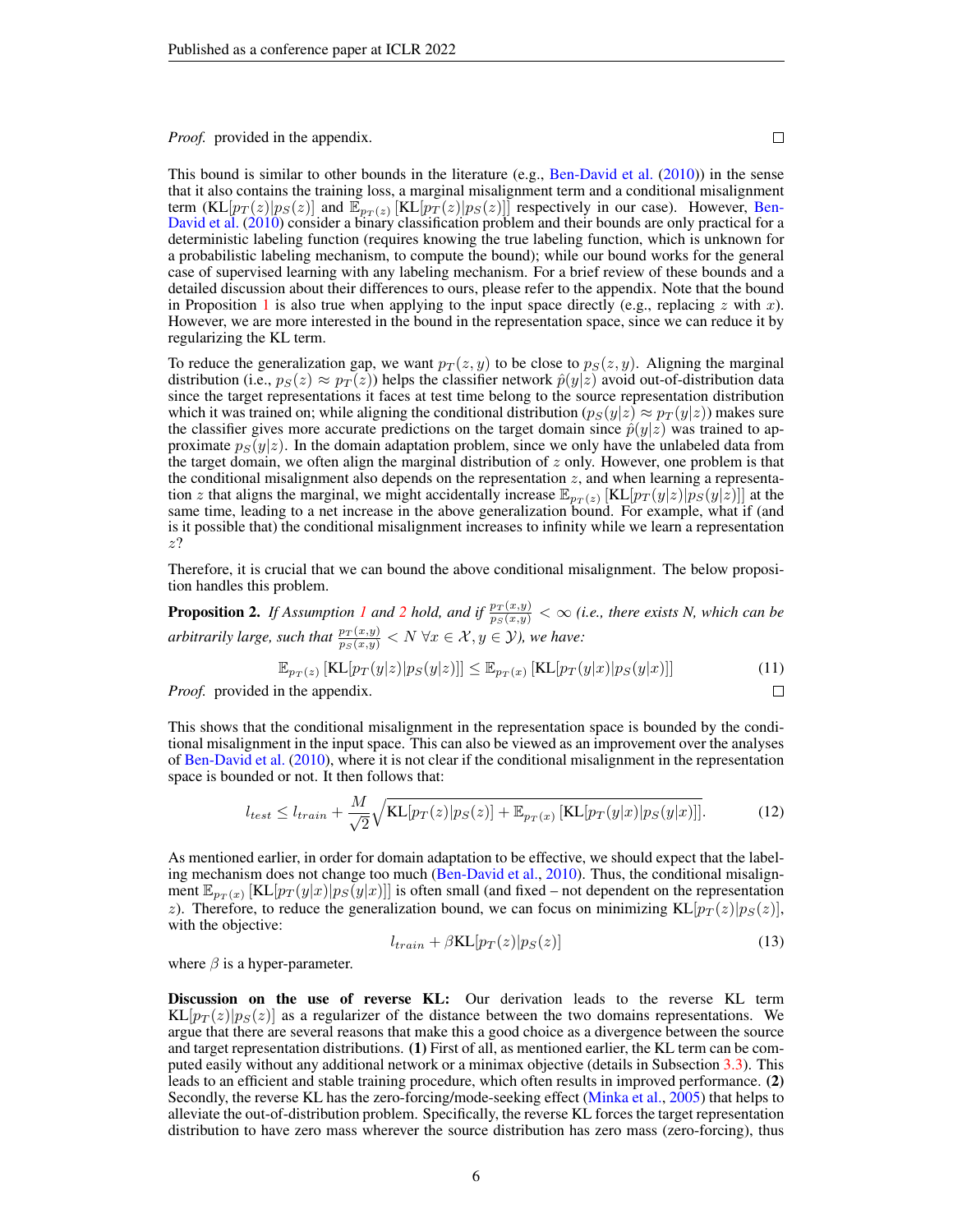*Proof.* provided in the appendix. □

This bound is similar to other bounds in the literature (e.g., Ben-David et al. (2010)) in the sense that it also contains the training loss, a marginal misalignment term and a conditional misalignment term ($\text{KL}[p_T(z)|p_S(z)]$ and $\mathbb{E}_{p_T(z)}[\text{KL}[p_T(z)|p_S(z)]]$ respectively in our case). However, Ben-David et al. (2010) consider a binary classification problem and their bounds are only practical for a deterministic labeling function (requires knowing the true labeling function, which is unknown for a probabilistic labeling mechanism, to compute the bound); while our bound works for the general case of supervised learning with any labeling mechanism. For a brief review of these bounds and a detailed discussion about their differences to ours, please refer to the appendix. Note that the bound in Proposition 1 is also true when applying to the input space directly (e.g., replacing $z$ with $x$). However, we are more interested in the bound in the representation space, since we can reduce it by regularizing the KL term.

To reduce the generalization gap, we want $p_T(z, y)$ to be close to $p_S(z, y)$. Aligning the marginal distribution (i.e., $p_S(z) \approx p_T(z)$) helps the classifier network $\hat{p}(y|z)$ avoid out-of-distribution data since the target representations it faces at test time belong to the source representation distribution which it was trained on; while aligning the conditional distribution ($p_S(y|z) \approx p_T(y|z)$) makes sure the classifier gives more accurate predictions on the target domain since $\hat{p}(y|z)$ was trained to approximate $p_S(y|z)$. In the domain adaptation problem, since we only have the unlabeled data from the target domain, we often align the marginal distribution of $z$ only. However, one problem is that the conditional misalignment also depends on the representation $z$, and when learning a representation $z$ that aligns the marginal, we might accidentally increase $\mathbb{E}_{p_T(z)}[\text{KL}[p_T(y|z)|p_S(y|z)]]$ at the same time, leading to a net increase in the above generalization bound. For example, what if (and is it possible that) the conditional misalignment increases to infinity while we learn a representation $z$?

Therefore, it is crucial that we can bound the above conditional misalignment. The below proposition handles this problem.

**Proposition 2.** *If Assumption 1 and 2 hold, and if $\frac{p_T(x,y)}{p_S(x,y)} < \infty$ (i.e., there exists N, which can be arbitrarily large, such that $\frac{p_T(x,y)}{p_S(x,y)} < N \; \forall x \in \mathcal{X}, y \in \mathcal{Y}$), we have:*

$$\mathbb{E}_{p_T(z)}[\text{KL}[p_T(y|z)|p_S(y|z)]] \leq \mathbb{E}_{p_T(x)}[\text{KL}[p_T(y|x)|p_S(y|x)]] \tag{11}$$

*Proof.* provided in the appendix. □

This shows that the conditional misalignment in the representation space is bounded by the conditional misalignment in the input space. This can also be viewed as an improvement over the analyses of Ben-David et al. (2010), where it is not clear if the conditional misalignment in the representation space is bounded or not. It then follows that:

$$l_{test} \leq l_{train} + \frac{M}{\sqrt{2}}\sqrt{\text{KL}[p_T(z)|p_S(z)] + \mathbb{E}_{p_T(x)}[\text{KL}[p_T(y|x)|p_S(y|x)]]}. \tag{12}$$

As mentioned earlier, in order for domain adaptation to be effective, we should expect that the labeling mechanism does not change too much (Ben-David et al., 2010). Thus, the conditional misalignment $\mathbb{E}_{p_T(x)}[\text{KL}[p_T(y|x)|p_S(y|x)]]$ is often small (and fixed – not dependent on the representation $z$). Therefore, to reduce the generalization bound, we can focus on minimizing $\text{KL}[p_T(z)|p_S(z)]$, with the objective:

$$l_{train} + \beta \text{KL}[p_T(z)|p_S(z)] \tag{13}$$

where $\beta$ is a hyper-parameter.

**Discussion on the use of reverse KL:** Our derivation leads to the reverse KL term $\text{KL}[p_T(z)|p_S(z)]$ as a regularizer of the distance between the two domains representations. We argue that there are several reasons that make this a good choice as a divergence between the source and target representation distributions. **(1)** First of all, as mentioned earlier, the KL term can be computed easily without any additional network or a minimax objective (details in Subsection 3.3). This leads to an efficient and stable training procedure, which often results in improved performance. **(2)** Secondly, the reverse KL has the zero-forcing/mode-seeking effect (Minka et al., 2005) that helps to alleviate the out-of-distribution problem. Specifically, the reverse KL forces the target representation distribution to have zero mass wherever the source distribution has zero mass (zero-forcing), thus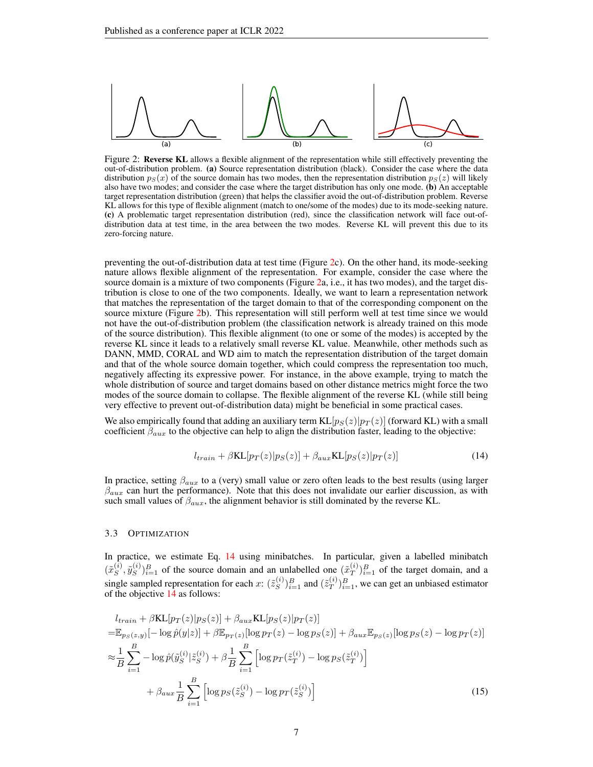Figure 2: **Reverse KL** allows a flexible alignment of the representation while still effectively preventing the out-of-distribution problem. **(a)** Source representation distribution (black). Consider the case where the data distribution $p_S(x)$ of the source domain has two modes, then the representation distribution $p_S(z)$ will likely also have two modes; and consider the case where the target distribution has only one mode. **(b)** An acceptable target representation distribution (green) that helps the classifier avoid the out-of-distribution problem. Reverse KL allows for this type of flexible alignment (match to one/some of the modes) due to its mode-seeking nature. **(c)** A problematic target representation distribution (red), since the classification network will face out-of-distribution data at test time, in the area between the two modes. Reverse KL will prevent this due to its zero-forcing nature.

preventing the out-of-distribution data at test time (Figure 2c). On the other hand, its mode-seeking nature allows flexible alignment of the representation. For example, consider the case where the source domain is a mixture of two components (Figure 2a, i.e., it has two modes), and the target distribution is close to one of the two components. Ideally, we want to learn a representation network that matches the representation of the target domain to that of the corresponding component on the source mixture (Figure 2b). This representation will still perform well at test time since we would not have the out-of-distribution problem (the classification network is already trained on this mode of the source distribution). This flexible alignment (to one or some of the modes) is accepted by the reverse KL since it leads to a relatively small reverse KL value. Meanwhile, other methods such as DANN, MMD, CORAL and WD aim to match the representation distribution of the target domain and that of the whole source domain together, which could compress the representation too much, negatively affecting its expressive power. For instance, in the above example, trying to match the whole distribution of source and target domains based on other distance metrics might force the two modes of the source domain to collapse. The flexible alignment of the reverse KL (while still being very effective to prevent out-of-distribution data) might be beneficial in some practical cases.

We also empirically found that adding an auxiliary term $\text{KL}[p_S(z)|p_T(z)]$ (forward KL) with a small coefficient $\beta_{aux}$ to the objective can help to align the distribution faster, leading to the objective:

$$l_{train} + \beta \text{KL}[p_T(z)|p_S(z)] + \beta_{aux} \text{KL}[p_S(z)|p_T(z)] \tag{14}$$

In practice, setting $\beta_{aux}$ to a (very) small value or zero often leads to the best results (using larger $\beta_{aux}$ can hurt the performance). Note that this does not invalidate our earlier discussion, as with such small values of $\beta_{aux}$, the alignment behavior is still dominated by the reverse KL.

### 3.3 Optimization

In practice, we estimate Eq. 14 using minibatches. In particular, given a labelled minibatch $(\tilde{x}_S^{(i)}, \tilde{y}_S^{(i)})_{i=1}^B$ of the source domain and an unlabelled one $(\tilde{x}_T^{(i)})_{i=1}^B$ of the target domain, and a single sampled representation for each $x$: $(\tilde{z}_S^{(i)})_{i=1}^B$ and $(\tilde{z}_T^{(i)})_{i=1}^B$, we can get an unbiased estimator of the objective 14 as follows:

$$\begin{aligned}
&l_{train} + \beta \text{KL}[p_T(z)|p_S(z)] + \beta_{aux} \text{KL}[p_S(z)|p_T(z)] \\
=&\mathbb{E}_{p_S(z,y)}[-\log \hat{p}(y|z)] + \beta \mathbb{E}_{p_T(z)}[\log p_T(z) - \log p_S(z)] + \beta_{aux} \mathbb{E}_{p_S(z)}[\log p_S(z) - \log p_T(z)] \\
\approx&\frac{1}{B}\sum_{i=1}^{B} -\log \hat{p}(\tilde{y}_S^{(i)}|\tilde{z}_S^{(i)}) + \beta \frac{1}{B}\sum_{i=1}^{B}\left[\log p_T(\tilde{z}_T^{(i)}) - \log p_S(\tilde{z}_T^{(i)})\right] \\
&+ \beta_{aux}\frac{1}{B}\sum_{i=1}^{B}\left[\log p_S(\tilde{z}_S^{(i)}) - \log p_T(\tilde{z}_S^{(i)})\right]
\end{aligned} \tag{15}$$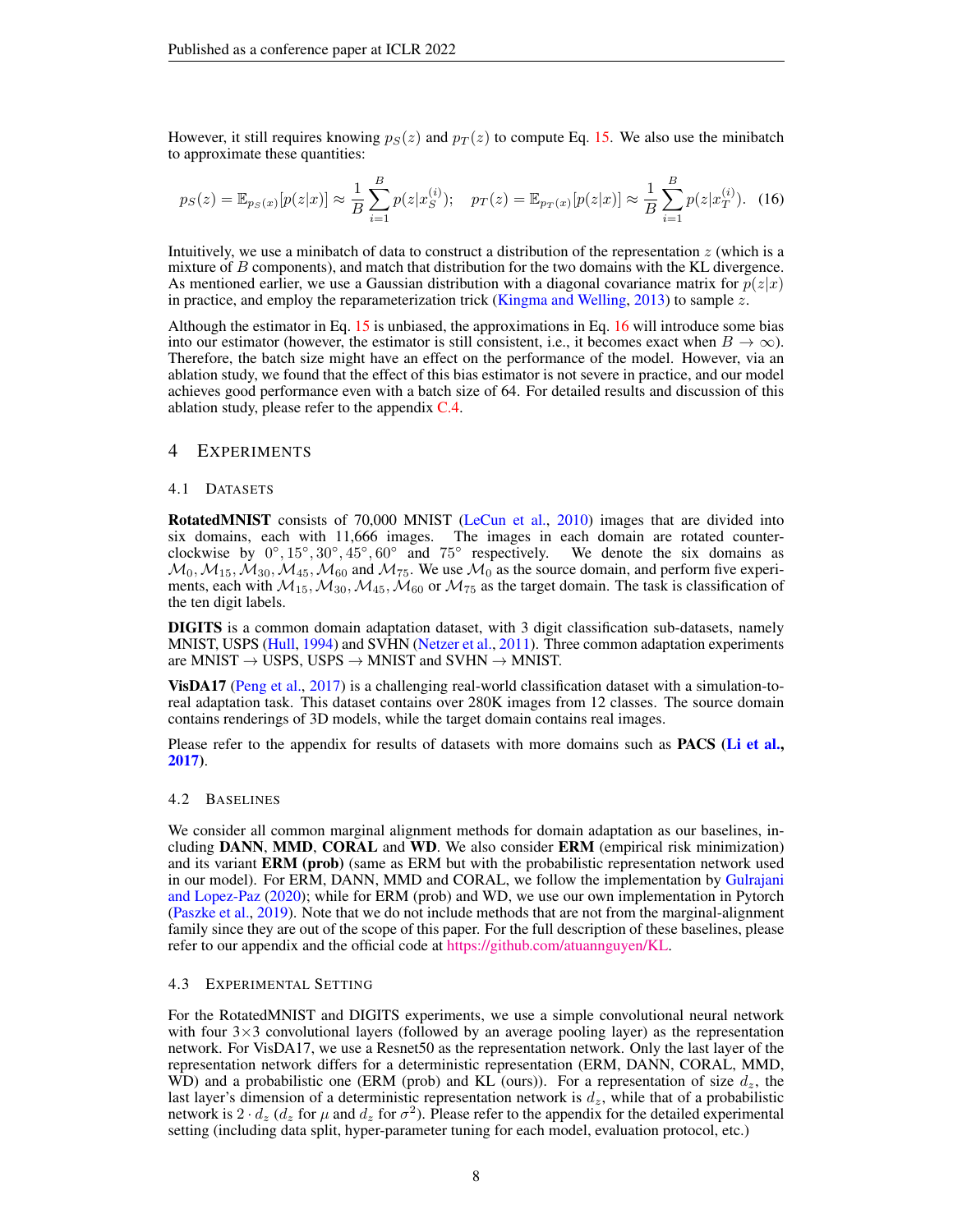However, it still requires knowing $p_S(z)$ and $p_T(z)$ to compute Eq. 15. We also use the minibatch to approximate these quantities:

$$p_S(z) = \mathbb{E}_{p_S(x)}[p(z|x)] \approx \frac{1}{B}\sum_{i=1}^{B} p(z|x_S^{(i)}); \quad p_T(z) = \mathbb{E}_{p_T(x)}[p(z|x)] \approx \frac{1}{B}\sum_{i=1}^{B} p(z|x_T^{(i)}). \quad (16)$$

Intuitively, we use a minibatch of data to construct a distribution of the representation $z$ (which is a mixture of $B$ components), and match that distribution for the two domains with the KL divergence. As mentioned earlier, we use a Gaussian distribution with a diagonal covariance matrix for $p(z|x)$ in practice, and employ the reparameterization trick (Kingma and Welling, 2013) to sample $z$.

Although the estimator in Eq. 15 is unbiased, the approximations in Eq. 16 will introduce some bias into our estimator (however, the estimator is still consistent, i.e., it becomes exact when $B \to \infty$). Therefore, the batch size might have an effect on the performance of the model. However, via an ablation study, we found that the effect of this bias estimator is not severe in practice, and our model achieves good performance even with a batch size of 64. For detailed results and discussion of this ablation study, please refer to the appendix C.4.

# 4 Experiments

## 4.1 Datasets

**RotatedMNIST** consists of 70,000 MNIST (LeCun et al., 2010) images that are divided into six domains, each with 11,666 images. The images in each domain are rotated counter-clockwise by $0°, 15°, 30°, 45°, 60°$ and $75°$ respectively. We denote the six domains as $\mathcal{M}_0, \mathcal{M}_{15}, \mathcal{M}_{30}, \mathcal{M}_{45}, \mathcal{M}_{60}$ and $\mathcal{M}_{75}$. We use $\mathcal{M}_0$ as the source domain, and perform five experiments, each with $\mathcal{M}_{15}, \mathcal{M}_{30}, \mathcal{M}_{45}, \mathcal{M}_{60}$ or $\mathcal{M}_{75}$ as the target domain. The task is classification of the ten digit labels.

**DIGITS** is a common domain adaptation dataset, with 3 digit classification sub-datasets, namely MNIST, USPS (Hull, 1994) and SVHN (Netzer et al., 2011). Three common adaptation experiments are MNIST → USPS, USPS → MNIST and SVHN → MNIST.

**VisDA17** (Peng et al., 2017) is a challenging real-world classification dataset with a simulation-to-real adaptation task. This dataset contains over 280K images from 12 classes. The source domain contains renderings of 3D models, while the target domain contains real images.

Please refer to the appendix for results of datasets with more domains such as **PACS (Li et al., 2017)**.

## 4.2 Baselines

We consider all common marginal alignment methods for domain adaptation as our baselines, including **DANN**, **MMD**, **CORAL** and **WD**. We also consider **ERM** (empirical risk minimization) and its variant **ERM (prob)** (same as ERM but with the probabilistic representation network used in our model). For ERM, DANN, MMD and CORAL, we follow the implementation by Gulrajani and Lopez-Paz (2020); while for ERM (prob) and WD, we use our own implementation in Pytorch (Paszke et al., 2019). Note that we do not include methods that are not from the marginal-alignment family since they are out of the scope of this paper. For the full description of these baselines, please refer to our appendix and the official code at https://github.com/atuannguyen/KL.

## 4.3 Experimental Setting

For the RotatedMNIST and DIGITS experiments, we use a simple convolutional neural network with four 3×3 convolutional layers (followed by an average pooling layer) as the representation network. For VisDA17, we use a Resnet50 as the representation network. Only the last layer of the representation network differs for a deterministic representation (ERM, DANN, CORAL, MMD, WD) and a probabilistic one (ERM (prob) and KL (ours)). For a representation of size $d_z$, the last layer's dimension of a deterministic representation network is $d_z$, while that of a probabilistic network is $2 \cdot d_z$ ($d_z$ for $\mu$ and $d_z$ for $\sigma^2$). Please refer to the appendix for the detailed experimental setting (including data split, hyper-parameter tuning for each model, evaluation protocol, etc.)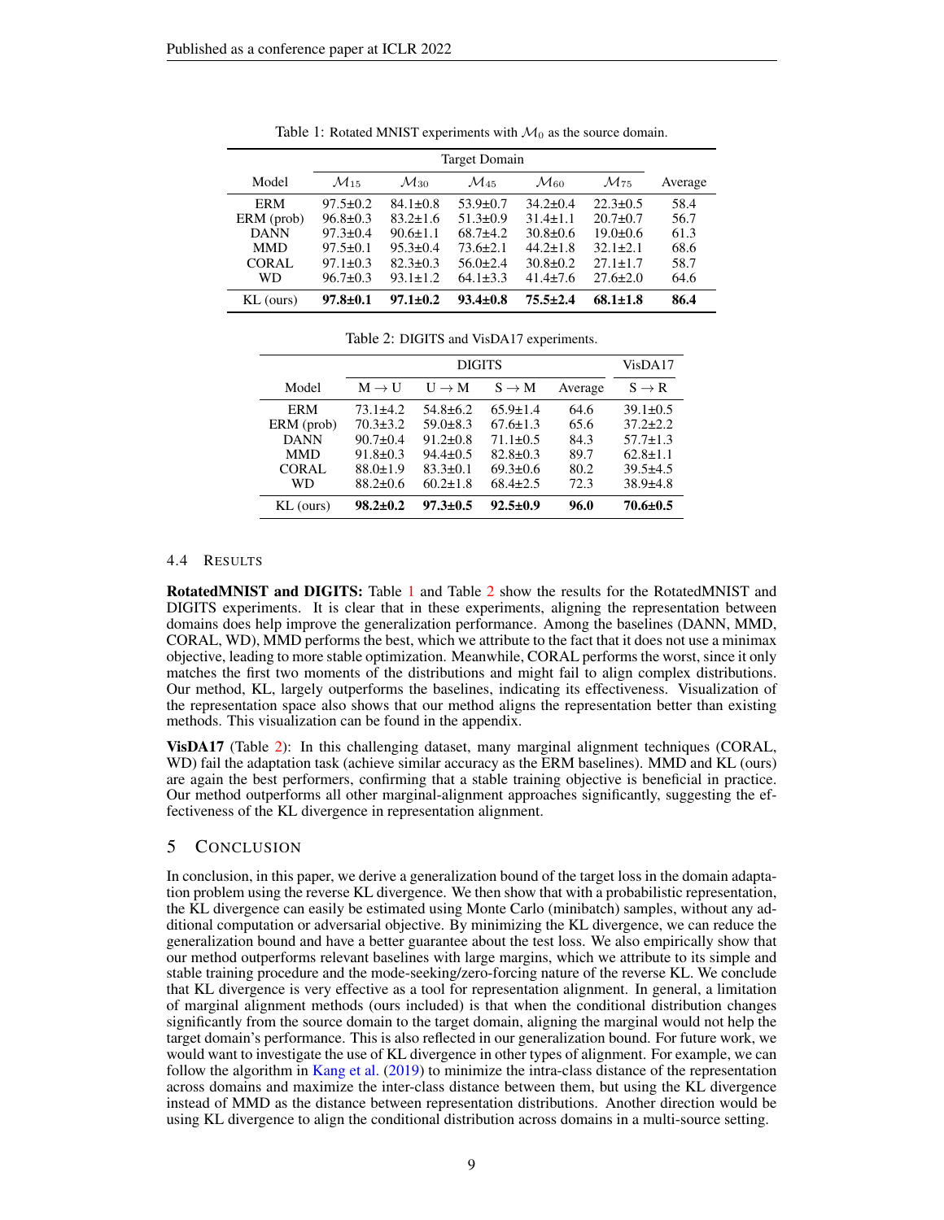Table 1: Rotated MNIST experiments with $\mathcal{M}_0$ as the source domain.

| Model | Target Domain | | | | | Average |
|---|---|---|---|---|---|---|
| | $\mathcal{M}_{15}$ | $\mathcal{M}_{30}$ | $\mathcal{M}_{45}$ | $\mathcal{M}_{60}$ | $\mathcal{M}_{75}$ | |
| ERM | 97.5±0.2 | 84.1±0.8 | 53.9±0.7 | 34.2±0.4 | 22.3±0.5 | 58.4 |
| ERM (prob) | 96.8±0.3 | 83.2±1.6 | 51.3±0.9 | 31.4±1.1 | 20.7±0.7 | 56.7 |
| DANN | 97.3±0.4 | 90.6±1.1 | 68.7±4.2 | 30.8±0.6 | 19.0±0.6 | 61.3 |
| MMD | 97.5±0.1 | 95.3±0.4 | 73.6±2.1 | 44.2±1.8 | 32.1±2.1 | 68.6 |
| CORAL | 97.1±0.3 | 82.3±0.3 | 56.0±2.4 | 30.8±0.2 | 27.1±1.7 | 58.7 |
| WD | 96.7±0.3 | 93.1±1.2 | 64.1±3.3 | 41.4±7.6 | 27.6±2.0 | 64.6 |
| KL (ours) | **97.8±0.1** | **97.1±0.2** | **93.4±0.8** | **75.5±2.4** | **68.1±1.8** | **86.4** |

Table 2: DIGITS and VisDA17 experiments.

| Model | DIGITS | | | | VisDA17 |
|---|---|---|---|---|---|
| | M → U | U → M | S → M | Average | S → R |
| ERM | 73.1±4.2 | 54.8±6.2 | 65.9±1.4 | 64.6 | 39.1±0.5 |
| ERM (prob) | 70.3±3.2 | 59.0±8.3 | 67.6±1.3 | 65.6 | 37.2±2.2 |
| DANN | 90.7±0.4 | 91.2±0.8 | 71.1±0.5 | 84.3 | 57.7±1.3 |
| MMD | 91.8±0.3 | 94.4±0.5 | 82.8±0.3 | 89.7 | 62.8±1.1 |
| CORAL | 88.0±1.9 | 83.3±0.1 | 69.3±0.6 | 80.2 | 39.5±4.5 |
| WD | 88.2±0.6 | 60.2±1.8 | 68.4±2.5 | 72.3 | 38.9±4.8 |
| KL (ours) | **98.2±0.2** | **97.3±0.5** | **92.5±0.9** | **96.0** | **70.6±0.5** |

### 4.4 Results

**RotatedMNIST and DIGITS:** Table 1 and Table 2 show the results for the RotatedMNIST and DIGITS experiments. It is clear that in these experiments, aligning the representation between domains does help improve the generalization performance. Among the baselines (DANN, MMD, CORAL, WD), MMD performs the best, which we attribute to the fact that it does not use a minimax objective, leading to more stable optimization. Meanwhile, CORAL performs the worst, since it only matches the first two moments of the distributions and might fail to align complex distributions. Our method, KL, largely outperforms the baselines, indicating its effectiveness. Visualization of the representation space also shows that our method aligns the representation better than existing methods. This visualization can be found in the appendix.

**VisDA17** (Table 2): In this challenging dataset, many marginal alignment techniques (CORAL, WD) fail the adaptation task (achieve similar accuracy as the ERM baselines). MMD and KL (ours) are again the best performers, confirming that a stable training objective is beneficial in practice. Our method outperforms all other marginal-alignment approaches significantly, suggesting the effectiveness of the KL divergence in representation alignment.

## 5 Conclusion

In conclusion, in this paper, we derive a generalization bound of the target loss in the domain adaptation problem using the reverse KL divergence. We then show that with a probabilistic representation, the KL divergence can easily be estimated using Monte Carlo (minibatch) samples, without any additional computation or adversarial objective. By minimizing the KL divergence, we can reduce the generalization bound and have a better guarantee about the test loss. We also empirically show that our method outperforms relevant baselines with large margins, which we attribute to its simple and stable training procedure and the mode-seeking/zero-forcing nature of the reverse KL. We conclude that KL divergence is very effective as a tool for representation alignment. In general, a limitation of marginal alignment methods (ours included) is that when the conditional distribution changes significantly from the source domain to the target domain, aligning the marginal would not help the target domain's performance. This is also reflected in our generalization bound. For future work, we would want to investigate the use of KL divergence in other types of alignment. For example, we can follow the algorithm in Kang et al. (2019) to minimize the intra-class distance of the representation across domains and maximize the inter-class distance between them, but using the KL divergence instead of MMD as the distance between representation distributions. Another direction would be using KL divergence to align the conditional distribution across domains in a multi-source setting.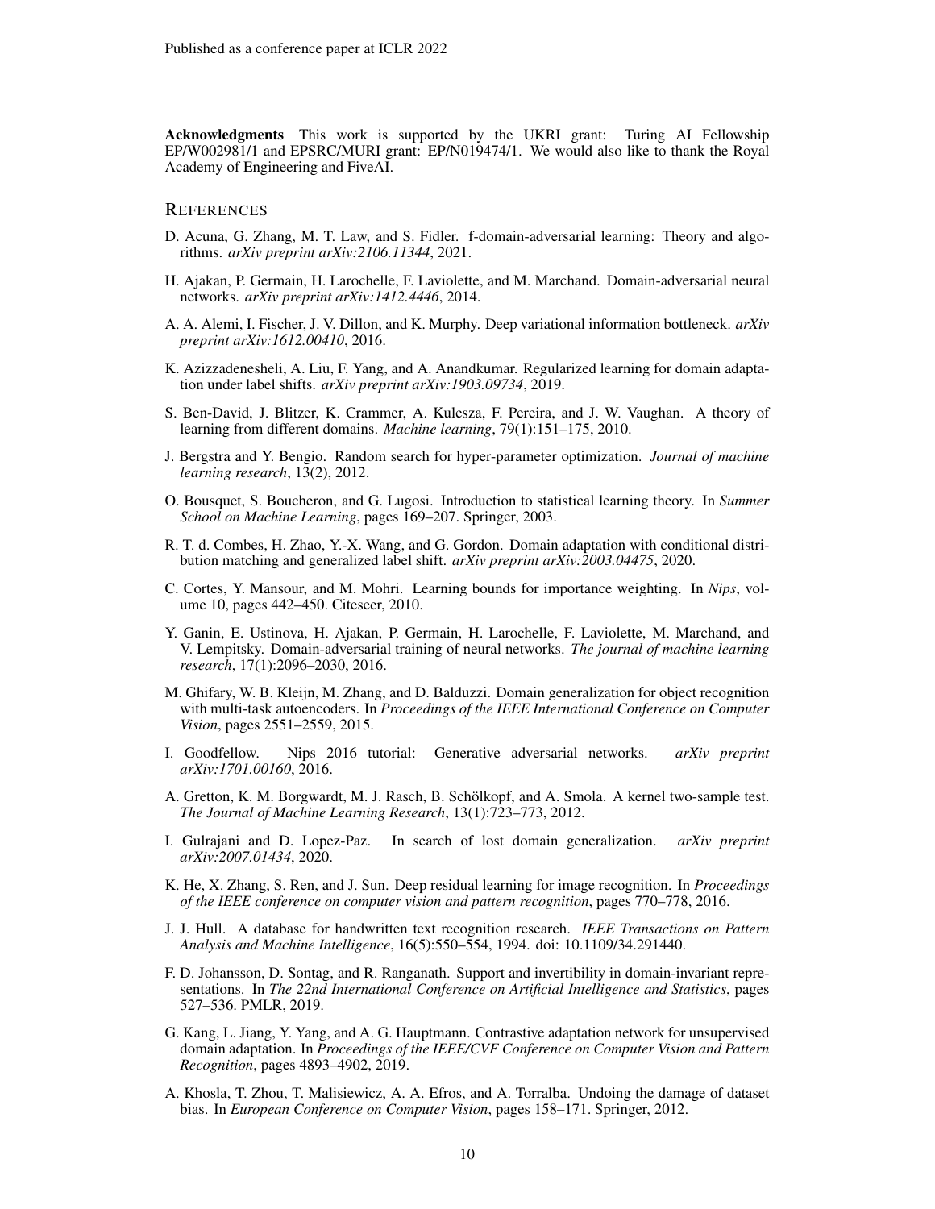**Acknowledgments** This work is supported by the UKRI grant: Turing AI Fellowship EP/W002981/1 and EPSRC/MURI grant: EP/N019474/1. We would also like to thank the Royal Academy of Engineering and FiveAI.

## References

D. Acuna, G. Zhang, M. T. Law, and S. Fidler. f-domain-adversarial learning: Theory and algorithms. *arXiv preprint arXiv:2106.11344*, 2021.

H. Ajakan, P. Germain, H. Larochelle, F. Laviolette, and M. Marchand. Domain-adversarial neural networks. *arXiv preprint arXiv:1412.4446*, 2014.

A. A. Alemi, I. Fischer, J. V. Dillon, and K. Murphy. Deep variational information bottleneck. *arXiv preprint arXiv:1612.00410*, 2016.

K. Azizzadenesheli, A. Liu, F. Yang, and A. Anandkumar. Regularized learning for domain adaptation under label shifts. *arXiv preprint arXiv:1903.09734*, 2019.

S. Ben-David, J. Blitzer, K. Crammer, A. Kulesza, F. Pereira, and J. W. Vaughan. A theory of learning from different domains. *Machine learning*, 79(1):151–175, 2010.

J. Bergstra and Y. Bengio. Random search for hyper-parameter optimization. *Journal of machine learning research*, 13(2), 2012.

O. Bousquet, S. Boucheron, and G. Lugosi. Introduction to statistical learning theory. In *Summer School on Machine Learning*, pages 169–207. Springer, 2003.

R. T. d. Combes, H. Zhao, Y.-X. Wang, and G. Gordon. Domain adaptation with conditional distribution matching and generalized label shift. *arXiv preprint arXiv:2003.04475*, 2020.

C. Cortes, Y. Mansour, and M. Mohri. Learning bounds for importance weighting. In *Nips*, volume 10, pages 442–450. Citeseer, 2010.

Y. Ganin, E. Ustinova, H. Ajakan, P. Germain, H. Larochelle, F. Laviolette, M. Marchand, and V. Lempitsky. Domain-adversarial training of neural networks. *The journal of machine learning research*, 17(1):2096–2030, 2016.

M. Ghifary, W. B. Kleijn, M. Zhang, and D. Balduzzi. Domain generalization for object recognition with multi-task autoencoders. In *Proceedings of the IEEE International Conference on Computer Vision*, pages 2551–2559, 2015.

I. Goodfellow. Nips 2016 tutorial: Generative adversarial networks. *arXiv preprint arXiv:1701.00160*, 2016.

A. Gretton, K. M. Borgwardt, M. J. Rasch, B. Schölkopf, and A. Smola. A kernel two-sample test. *The Journal of Machine Learning Research*, 13(1):723–773, 2012.

I. Gulrajani and D. Lopez-Paz. In search of lost domain generalization. *arXiv preprint arXiv:2007.01434*, 2020.

K. He, X. Zhang, S. Ren, and J. Sun. Deep residual learning for image recognition. In *Proceedings of the IEEE conference on computer vision and pattern recognition*, pages 770–778, 2016.

J. J. Hull. A database for handwritten text recognition research. *IEEE Transactions on Pattern Analysis and Machine Intelligence*, 16(5):550–554, 1994. doi: 10.1109/34.291440.

F. D. Johansson, D. Sontag, and R. Ranganath. Support and invertibility in domain-invariant representations. In *The 22nd International Conference on Artificial Intelligence and Statistics*, pages 527–536. PMLR, 2019.

G. Kang, L. Jiang, Y. Yang, and A. G. Hauptmann. Contrastive adaptation network for unsupervised domain adaptation. In *Proceedings of the IEEE/CVF Conference on Computer Vision and Pattern Recognition*, pages 4893–4902, 2019.

A. Khosla, T. Zhou, T. Malisiewicz, A. A. Efros, and A. Torralba. Undoing the damage of dataset bias. In *European Conference on Computer Vision*, pages 158–171. Springer, 2012.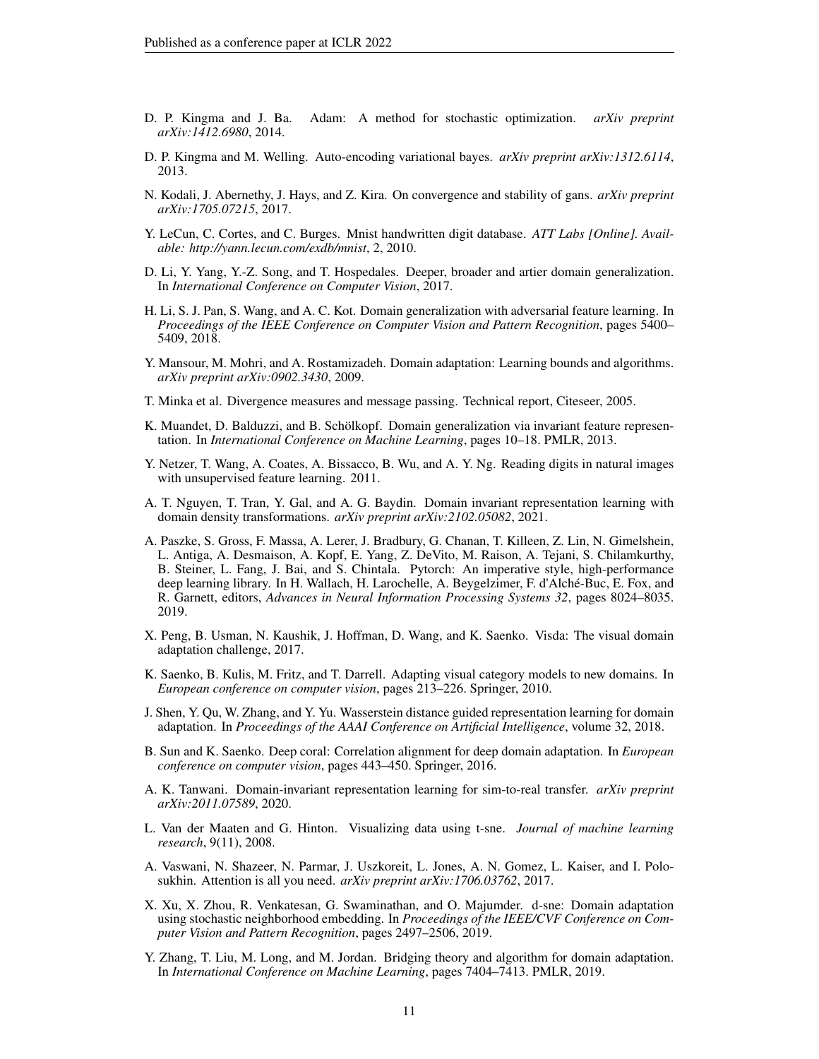D. P. Kingma and J. Ba. Adam: A method for stochastic optimization. *arXiv preprint arXiv:1412.6980*, 2014.

D. P. Kingma and M. Welling. Auto-encoding variational bayes. *arXiv preprint arXiv:1312.6114*, 2013.

N. Kodali, J. Abernethy, J. Hays, and Z. Kira. On convergence and stability of gans. *arXiv preprint arXiv:1705.07215*, 2017.

Y. LeCun, C. Cortes, and C. Burges. Mnist handwritten digit database. *ATT Labs [Online]. Available: http://yann.lecun.com/exdb/mnist*, 2, 2010.

D. Li, Y. Yang, Y.-Z. Song, and T. Hospedales. Deeper, broader and artier domain generalization. In *International Conference on Computer Vision*, 2017.

H. Li, S. J. Pan, S. Wang, and A. C. Kot. Domain generalization with adversarial feature learning. In *Proceedings of the IEEE Conference on Computer Vision and Pattern Recognition*, pages 5400–5409, 2018.

Y. Mansour, M. Mohri, and A. Rostamizadeh. Domain adaptation: Learning bounds and algorithms. *arXiv preprint arXiv:0902.3430*, 2009.

T. Minka et al. Divergence measures and message passing. Technical report, Citeseer, 2005.

K. Muandet, D. Balduzzi, and B. Schölkopf. Domain generalization via invariant feature representation. In *International Conference on Machine Learning*, pages 10–18. PMLR, 2013.

Y. Netzer, T. Wang, A. Coates, A. Bissacco, B. Wu, and A. Y. Ng. Reading digits in natural images with unsupervised feature learning. 2011.

A. T. Nguyen, T. Tran, Y. Gal, and A. G. Baydin. Domain invariant representation learning with domain density transformations. *arXiv preprint arXiv:2102.05082*, 2021.

A. Paszke, S. Gross, F. Massa, A. Lerer, J. Bradbury, G. Chanan, T. Killeen, Z. Lin, N. Gimelshein, L. Antiga, A. Desmaison, A. Kopf, E. Yang, Z. DeVito, M. Raison, A. Tejani, S. Chilamkurthy, B. Steiner, L. Fang, J. Bai, and S. Chintala. Pytorch: An imperative style, high-performance deep learning library. In H. Wallach, H. Larochelle, A. Beygelzimer, F. d'Alché-Buc, E. Fox, and R. Garnett, editors, *Advances in Neural Information Processing Systems 32*, pages 8024–8035. 2019.

X. Peng, B. Usman, N. Kaushik, J. Hoffman, D. Wang, and K. Saenko. Visda: The visual domain adaptation challenge, 2017.

K. Saenko, B. Kulis, M. Fritz, and T. Darrell. Adapting visual category models to new domains. In *European conference on computer vision*, pages 213–226. Springer, 2010.

J. Shen, Y. Qu, W. Zhang, and Y. Yu. Wasserstein distance guided representation learning for domain adaptation. In *Proceedings of the AAAI Conference on Artificial Intelligence*, volume 32, 2018.

B. Sun and K. Saenko. Deep coral: Correlation alignment for deep domain adaptation. In *European conference on computer vision*, pages 443–450. Springer, 2016.

A. K. Tanwani. Domain-invariant representation learning for sim-to-real transfer. *arXiv preprint arXiv:2011.07589*, 2020.

L. Van der Maaten and G. Hinton. Visualizing data using t-sne. *Journal of machine learning research*, 9(11), 2008.

A. Vaswani, N. Shazeer, N. Parmar, J. Uszkoreit, L. Jones, A. N. Gomez, L. Kaiser, and I. Polosukhin. Attention is all you need. *arXiv preprint arXiv:1706.03762*, 2017.

X. Xu, X. Zhou, R. Venkatesan, G. Swaminathan, and O. Majumder. d-sne: Domain adaptation using stochastic neighborhood embedding. In *Proceedings of the IEEE/CVF Conference on Computer Vision and Pattern Recognition*, pages 2497–2506, 2019.

Y. Zhang, T. Liu, M. Long, and M. Jordan. Bridging theory and algorithm for domain adaptation. In *International Conference on Machine Learning*, pages 7404–7413. PMLR, 2019.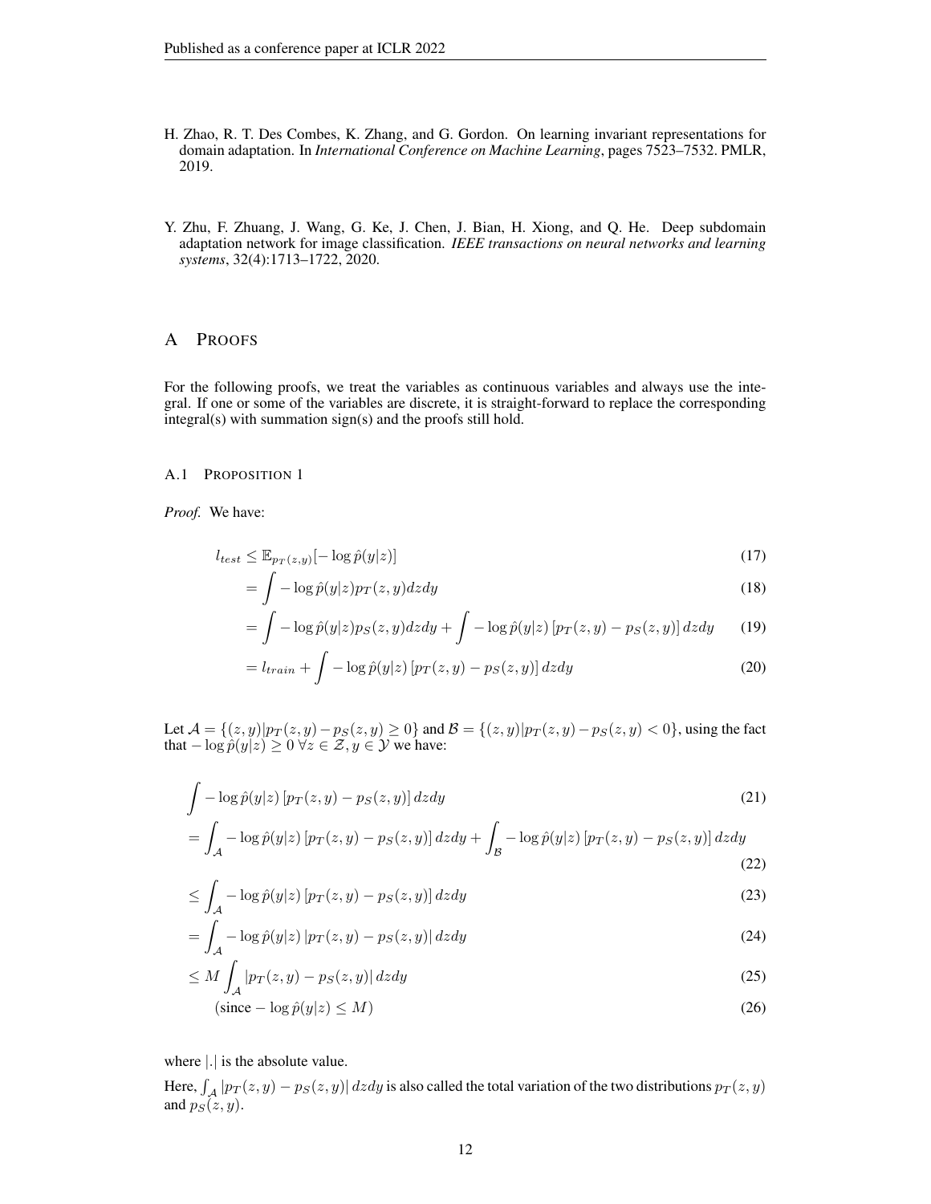H. Zhao, R. T. Des Combes, K. Zhang, and G. Gordon. On learning invariant representations for domain adaptation. In *International Conference on Machine Learning*, pages 7523–7532. PMLR, 2019.

Y. Zhu, F. Zhuang, J. Wang, G. Ke, J. Chen, J. Bian, H. Xiong, and Q. He. Deep subdomain adaptation network for image classification. *IEEE transactions on neural networks and learning systems*, 32(4):1713–1722, 2020.

# A Proofs

For the following proofs, we treat the variables as continuous variables and always use the integral. If one or some of the variables are discrete, it is straight-forward to replace the corresponding integral(s) with summation sign(s) and the proofs still hold.

## A.1 Proposition 1

*Proof.* We have:

$$l_{test} \leq \mathbb{E}_{p_T(z,y)}[-\log \hat{p}(y|z)] \tag{17}$$

$$= \int -\log \hat{p}(y|z) p_T(z,y) dz dy \tag{18}$$

$$= \int -\log \hat{p}(y|z) p_S(z,y) dz dy + \int -\log \hat{p}(y|z) \left[ p_T(z,y) - p_S(z,y) \right] dz dy \tag{19}$$

$$= l_{train} + \int -\log \hat{p}(y|z) \left[ p_T(z,y) - p_S(z,y) \right] dz dy \tag{20}$$

Let $\mathcal{A} = \{(z,y) | p_T(z,y) - p_S(z,y) \geq 0\}$ and $\mathcal{B} = \{(z,y) | p_T(z,y) - p_S(z,y) < 0\}$, using the fact that $-\log \hat{p}(y|z) \geq 0 \; \forall z \in \mathcal{Z}, y \in \mathcal{Y}$ we have:

$$\int -\log \hat{p}(y|z) \left[ p_T(z,y) - p_S(z,y) \right] dz dy \tag{21}$$

$$= \int_{\mathcal{A}} -\log \hat{p}(y|z) \left[ p_T(z,y) - p_S(z,y) \right] dz dy + \int_{\mathcal{B}} -\log \hat{p}(y|z) \left[ p_T(z,y) - p_S(z,y) \right] dz dy \tag{22}$$

$$\leq \int_{\mathcal{A}} -\log \hat{p}(y|z) \left[ p_T(z,y) - p_S(z,y) \right] dz dy \tag{23}$$

$$= \int_{\mathcal{A}} -\log \hat{p}(y|z) \left| p_T(z,y) - p_S(z,y) \right| dz dy \tag{24}$$

$$\leq M \int_{\mathcal{A}} \left| p_T(z,y) - p_S(z,y) \right| dz dy \tag{25}$$

$$(\text{since } -\log \hat{p}(y|z) \leq M) \tag{26}$$

where $|.|$ is the absolute value.

Here, $\int_{\mathcal{A}} |p_T(z,y) - p_S(z,y)| \, dz dy$ is also called the total variation of the two distributions $p_T(z,y)$ and $p_S(z,y)$.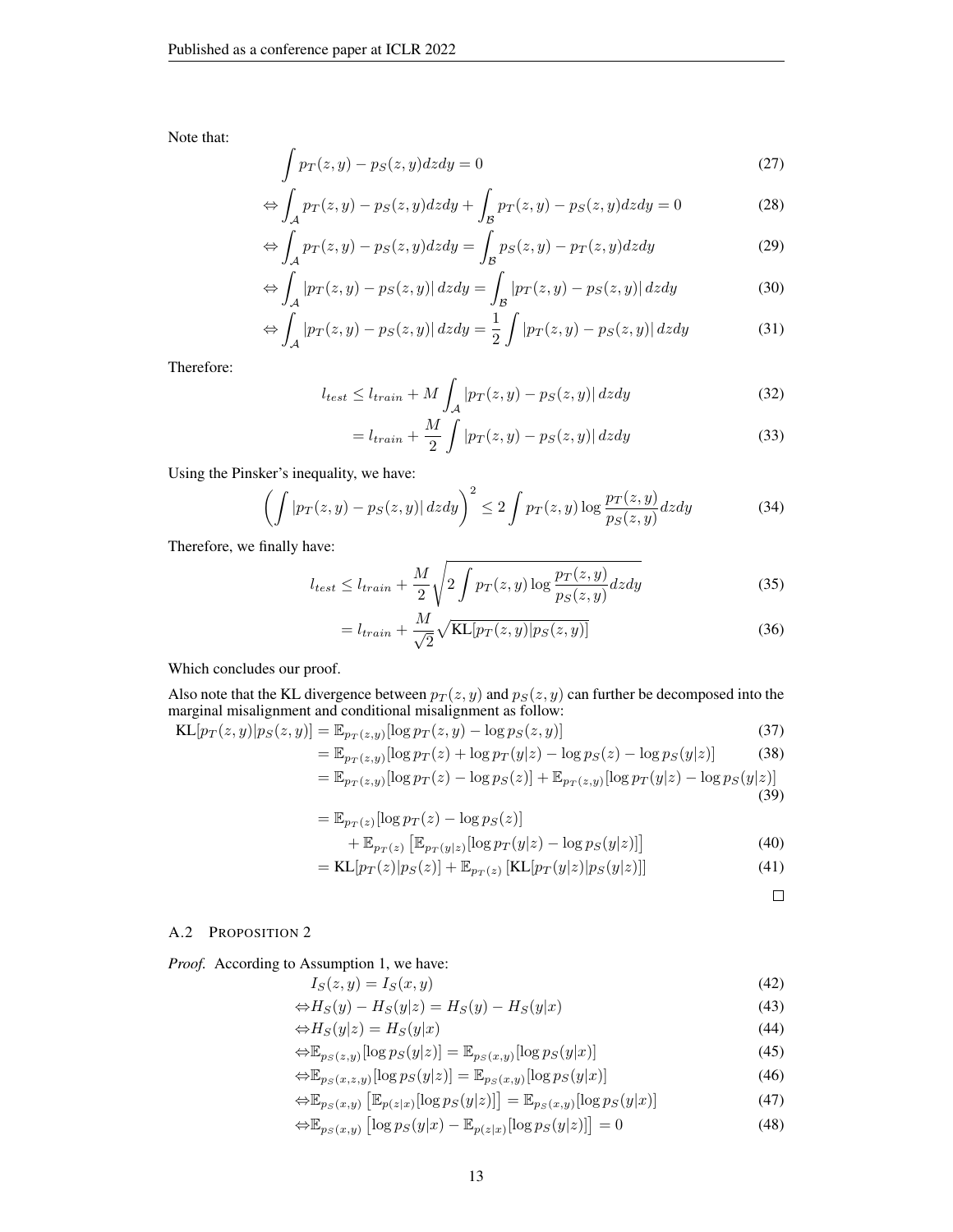Note that:

$$\int p_T(z,y) - p_S(z,y) dzdy = 0 \tag{27}$$

$$\Leftrightarrow \int_{\mathcal{A}} p_T(z,y) - p_S(z,y) dzdy + \int_{\mathcal{B}} p_T(z,y) - p_S(z,y) dzdy = 0 \tag{28}$$

$$\Leftrightarrow \int_{\mathcal{A}} p_T(z,y) - p_S(z,y) dzdy = \int_{\mathcal{B}} p_S(z,y) - p_T(z,y) dzdy \tag{29}$$

$$\Leftrightarrow \int_{\mathcal{A}} |p_T(z,y) - p_S(z,y)| \, dzdy = \int_{\mathcal{B}} |p_T(z,y) - p_S(z,y)| \, dzdy \tag{30}$$

$$\Leftrightarrow \int_{\mathcal{A}} |p_T(z,y) - p_S(z,y)| \, dzdy = \frac{1}{2} \int |p_T(z,y) - p_S(z,y)| \, dzdy \tag{31}$$

Therefore:

$$l_{test} \leq l_{train} + M \int_{\mathcal{A}} |p_T(z,y) - p_S(z,y)| \, dzdy \tag{32}$$

$$= l_{train} + \frac{M}{2} \int |p_T(z,y) - p_S(z,y)| \, dzdy \tag{33}$$

Using the Pinsker's inequality, we have:

$$\left( \int |p_T(z,y) - p_S(z,y)| \, dzdy \right)^2 \leq 2 \int p_T(z,y) \log \frac{p_T(z,y)}{p_S(z,y)} dzdy \tag{34}$$

Therefore, we finally have:

$$l_{test} \leq l_{train} + \frac{M}{2} \sqrt{2 \int p_T(z,y) \log \frac{p_T(z,y)}{p_S(z,y)} dzdy} \tag{35}$$

$$= l_{train} + \frac{M}{\sqrt{2}} \sqrt{\text{KL}[p_T(z,y)|p_S(z,y)]} \tag{36}$$

Which concludes our proof.

Also note that the KL divergence between $p_T(z,y)$ and $p_S(z,y)$ can further be decomposed into the marginal misalignment and conditional misalignment as follow:

$$\text{KL}[p_T(z,y)|p_S(z,y)] = \mathbb{E}_{p_T(z,y)}[\log p_T(z,y) - \log p_S(z,y)] \tag{37}$$

$$= \mathbb{E}_{p_T(z,y)}[\log p_T(z) + \log p_T(y|z) - \log p_S(z) - \log p_S(y|z)] \tag{38}$$

$$= \mathbb{E}_{p_T(z,y)}[\log p_T(z) - \log p_S(z)] + \mathbb{E}_{p_T(z,y)}[\log p_T(y|z) - \log p_S(y|z)] \tag{39}$$

$$= \mathbb{E}_{p_T(z)}[\log p_T(z) - \log p_S(z)] + \mathbb{E}_{p_T(z)}\left[\mathbb{E}_{p_T(y|z)}[\log p_T(y|z) - \log p_S(y|z)]\right] \tag{40}$$

$$= \text{KL}[p_T(z)|p_S(z)] + \mathbb{E}_{p_T(z)}\left[\text{KL}[p_T(y|z)|p_S(y|z)]\right] \tag{41}$$

□

### A.2 Proposition 2

*Proof.* According to Assumption 1, we have:

$$I_S(z,y) = I_S(x,y) \tag{42}$$

$$\Leftrightarrow H_S(y) - H_S(y|z) = H_S(y) - H_S(y|x) \tag{43}$$

$$\Leftrightarrow H_S(y|z) = H_S(y|x) \tag{44}$$

$$\Leftrightarrow \mathbb{E}_{p_S(z,y)}[\log p_S(y|z)] = \mathbb{E}_{p_S(x,y)}[\log p_S(y|x)] \tag{45}$$

$$\Leftrightarrow \mathbb{E}_{p_S(x,z,y)}[\log p_S(y|z)] = \mathbb{E}_{p_S(x,y)}[\log p_S(y|x)] \tag{46}$$

$$\Leftrightarrow \mathbb{E}_{p_S(x,y)}\left[\mathbb{E}_{p(z|x)}[\log p_S(y|z)]\right] = \mathbb{E}_{p_S(x,y)}[\log p_S(y|x)] \tag{47}$$

$$\Leftrightarrow \mathbb{E}_{p_S(x,y)}\left[\log p_S(y|x) - \mathbb{E}_{p(z|x)}[\log p_S(y|z)]\right] = 0 \tag{48}$$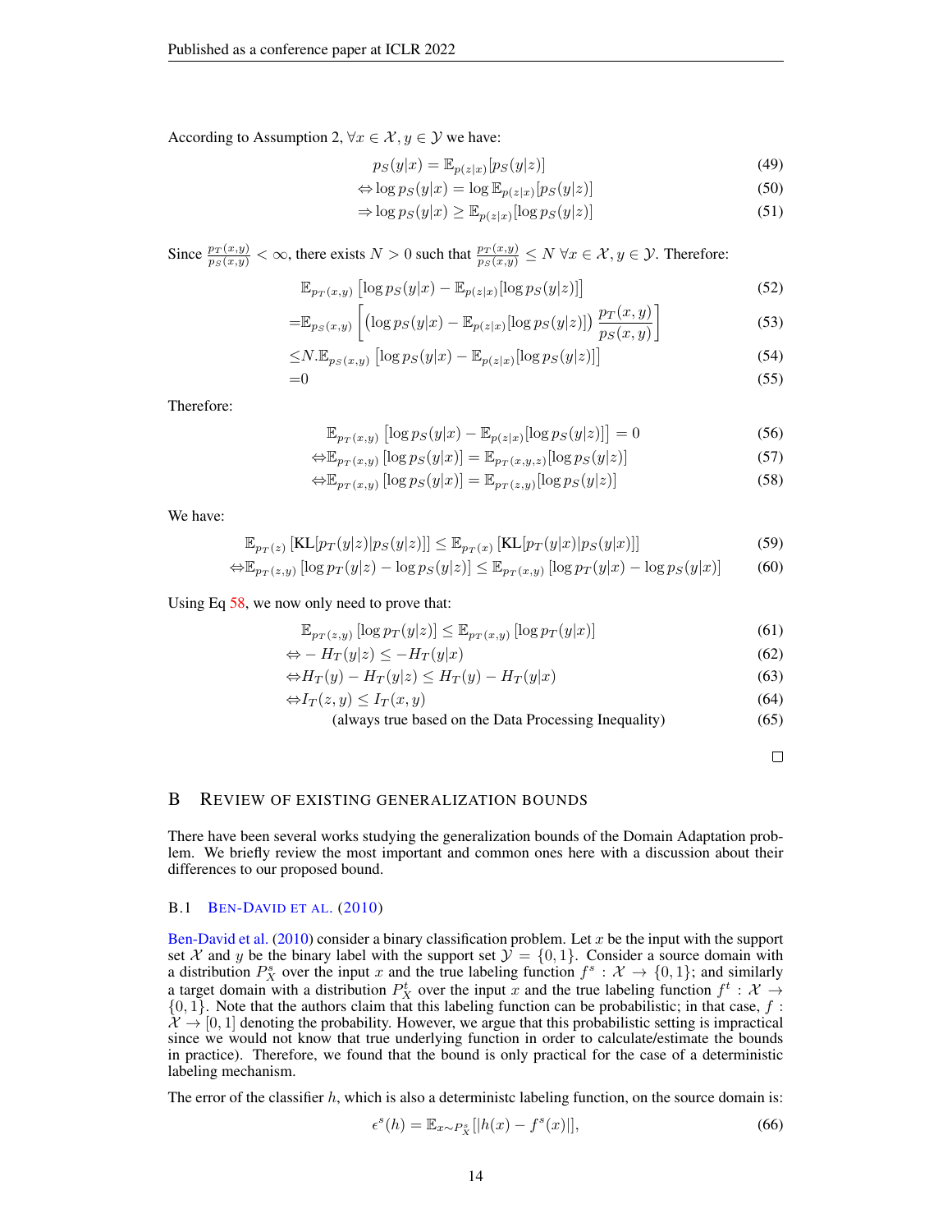According to Assumption 2, $\forall x \in \mathcal{X}, y \in \mathcal{Y}$ we have:

$$p_S(y|x) = \mathbb{E}_{p(z|x)}[p_S(y|z)] \tag{49}$$

$$\Leftrightarrow \log p_S(y|x) = \log \mathbb{E}_{p(z|x)}[p_S(y|z)] \tag{50}$$

$$\Rightarrow \log p_S(y|x) \geq \mathbb{E}_{p(z|x)}[\log p_S(y|z)] \tag{51}$$

Since $\frac{p_T(x,y)}{p_S(x,y)} < \infty$, there exists $N > 0$ such that $\frac{p_T(x,y)}{p_S(x,y)} \leq N \; \forall x \in \mathcal{X}, y \in \mathcal{Y}$. Therefore:

$$\mathbb{E}_{p_T(x,y)}\left[\log p_S(y|x) - \mathbb{E}_{p(z|x)}[\log p_S(y|z)]\right] \tag{52}$$

$$= \mathbb{E}_{p_S(x,y)}\left[\left(\log p_S(y|x) - \mathbb{E}_{p(z|x)}[\log p_S(y|z)]\right)\frac{p_T(x,y)}{p_S(x,y)}\right] \tag{53}$$

$$\leq N.\mathbb{E}_{p_S(x,y)}\left[\log p_S(y|x) - \mathbb{E}_{p(z|x)}[\log p_S(y|z)]\right] \tag{54}$$

$$= 0 \tag{55}$$

Therefore:

$$\mathbb{E}_{p_T(x,y)}\left[\log p_S(y|x) - \mathbb{E}_{p(z|x)}[\log p_S(y|z)]\right] = 0 \tag{56}$$

$$\Leftrightarrow \mathbb{E}_{p_T(x,y)}\left[\log p_S(y|x)\right] = \mathbb{E}_{p_T(x,y,z)}[\log p_S(y|z)] \tag{57}$$

$$\Leftrightarrow \mathbb{E}_{p_T(x,y)}\left[\log p_S(y|x)\right] = \mathbb{E}_{p_T(z,y)}[\log p_S(y|z)] \tag{58}$$

We have:

$$\mathbb{E}_{p_T(z)}\left[\text{KL}[p_T(y|z)|p_S(y|z)]\right] \leq \mathbb{E}_{p_T(x)}\left[\text{KL}[p_T(y|x)|p_S(y|x)]\right] \tag{59}$$

$$\Leftrightarrow \mathbb{E}_{p_T(z,y)}\left[\log p_T(y|z) - \log p_S(y|z)\right] \leq \mathbb{E}_{p_T(x,y)}\left[\log p_T(y|x) - \log p_S(y|x)\right] \tag{60}$$

Using Eq 58, we now only need to prove that:

$$\mathbb{E}_{p_T(z,y)}\left[\log p_T(y|z)\right] \leq \mathbb{E}_{p_T(x,y)}\left[\log p_T(y|x)\right] \tag{61}$$

$$\Leftrightarrow - H_T(y|z) \leq -H_T(y|x) \tag{62}$$

$$\Leftrightarrow H_T(y) - H_T(y|z) \leq H_T(y) - H_T(y|x) \tag{63}$$

$$\Leftrightarrow I_T(z,y) \leq I_T(x,y) \tag{64}$$

$$\text{(always true based on the Data Processing Inequality)} \tag{65}$$

□

## B Review of Existing Generalization Bounds

There have been several works studying the generalization bounds of the Domain Adaptation problem. We briefly review the most important and common ones here with a discussion about their differences to our proposed bound.

### B.1 Ben-David et al. (2010)

Ben-David et al. (2010) consider a binary classification problem. Let $x$ be the input with the support set $\mathcal{X}$ and $y$ be the binary label with the support set $\mathcal{Y} = \{0, 1\}$. Consider a source domain with a distribution $P_X^s$ over the input $x$ and the true labeling function $f^s : \mathcal{X} \rightarrow \{0, 1\}$; and similarly a target domain with a distribution $P_X^t$ over the input $x$ and the true labeling function $f^t : \mathcal{X} \rightarrow \{0, 1\}$. Note that the authors claim that this labeling function can be probabilistic; in that case, $f : \mathcal{X} \rightarrow [0, 1]$ denoting the probability. However, we argue that this probabilistic setting is impractical since we would not know that true underlying function in order to calculate/estimate the bounds in practice). Therefore, we found that the bound is only practical for the case of a deterministic labeling mechanism.

The error of the classifier $h$, which is also a deterministc labeling function, on the source domain is:

$$\epsilon^s(h) = \mathbb{E}_{x \sim P_X^s}[|h(x) - f^s(x)|], \tag{66}$$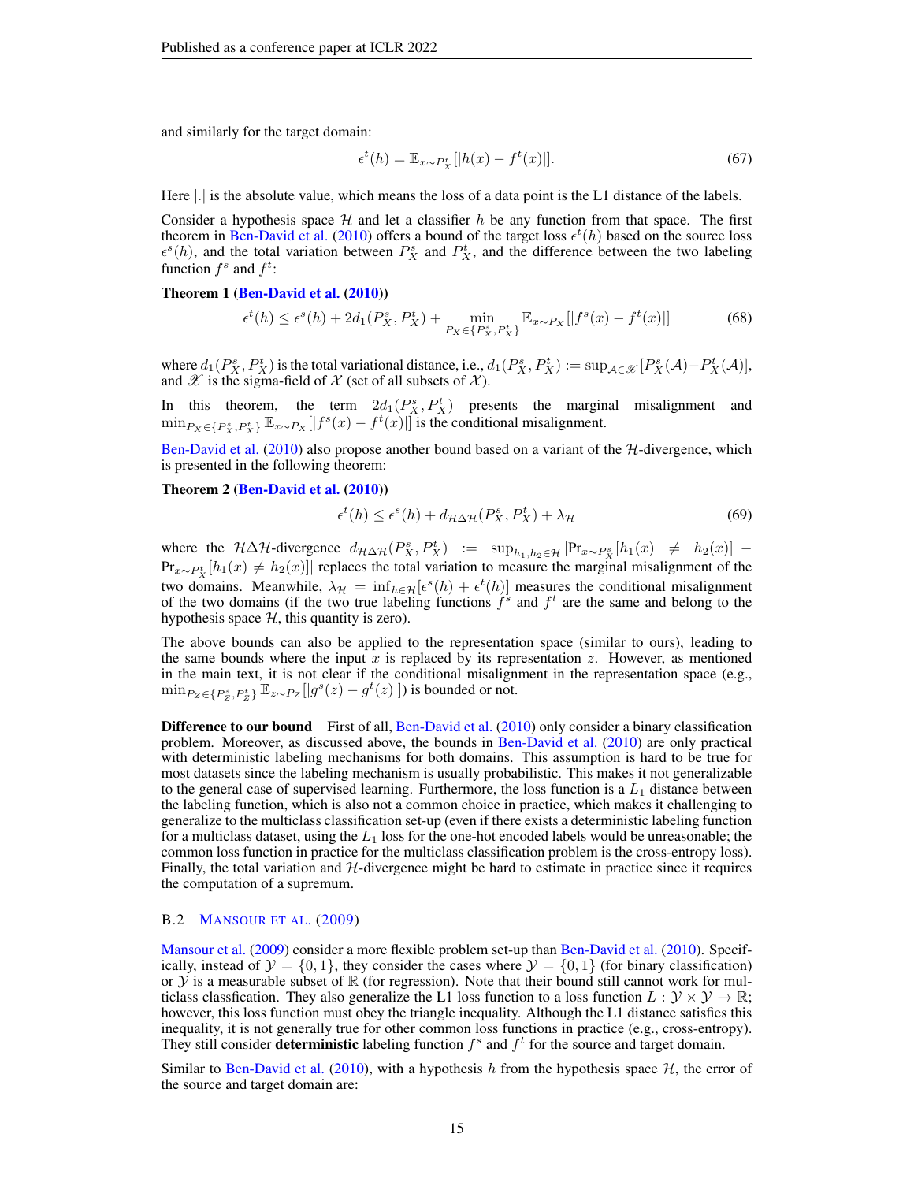and similarly for the target domain:

$$\epsilon^t(h) = \mathbb{E}_{x \sim P_X^t}[|h(x) - f^t(x)|]. \tag{67}$$

Here $|.|$ is the absolute value, which means the loss of a data point is the L1 distance of the labels.

Consider a hypothesis space $\mathcal{H}$ and let a classifier $h$ be any function from that space. The first theorem in Ben-David et al. (2010) offers a bound of the target loss $\epsilon^t(h)$ based on the source loss $\epsilon^s(h)$, and the total variation between $P_X^s$ and $P_X^t$, and the difference between the two labeling function $f^s$ and $f^t$:

**Theorem 1 (Ben-David et al. (2010))**

$$\epsilon^t(h) \leq \epsilon^s(h) + 2d_1(P_X^s, P_X^t) + \min_{P_X \in \{P_X^s, P_X^t\}} \mathbb{E}_{x \sim P_X}[|f^s(x) - f^t(x)|] \tag{68}$$

where $d_1(P_X^s, P_X^t)$ is the total variational distance, i.e., $d_1(P_X^s, P_X^t) := \sup_{\mathcal{A} \in \mathscr{X}} [P_X^s(\mathcal{A}) - P_X^t(\mathcal{A})]$, and $\mathscr{X}$ is the sigma-field of $\mathcal{X}$ (set of all subsets of $\mathcal{X}$).

In this theorem, the term $2d_1(P_X^s, P_X^t)$ presents the marginal misalignment and $\min_{P_X \in \{P_X^s, P_X^t\}} \mathbb{E}_{x \sim P_X}[|f^s(x) - f^t(x)|]$ is the conditional misalignment.

Ben-David et al. (2010) also propose another bound based on a variant of the $\mathcal{H}$-divergence, which is presented in the following theorem:

**Theorem 2 (Ben-David et al. (2010))**

$$\epsilon^t(h) \leq \epsilon^s(h) + d_{\mathcal{H}\Delta\mathcal{H}}(P_X^s, P_X^t) + \lambda_{\mathcal{H}} \tag{69}$$

where the $\mathcal{H}\Delta\mathcal{H}$-divergence $d_{\mathcal{H}\Delta\mathcal{H}}(P_X^s, P_X^t) := \sup_{h_1, h_2 \in \mathcal{H}} |\Pr_{x \sim P_X^s}[h_1(x) \neq h_2(x)] - \Pr_{x \sim P_X^t}[h_1(x) \neq h_2(x)]|$ replaces the total variation to measure the marginal misalignment of the two domains. Meanwhile, $\lambda_{\mathcal{H}} = \inf_{h \in \mathcal{H}}[\epsilon^s(h) + \epsilon^t(h)]$ measures the conditional misalignment of the two domains (if the two true labeling functions $f^s$ and $f^t$ are the same and belong to the hypothesis space $\mathcal{H}$, this quantity is zero).

The above bounds can also be applied to the representation space (similar to ours), leading to the same bounds where the input $x$ is replaced by its representation $z$. However, as mentioned in the main text, it is not clear if the conditional misalignment in the representation space (e.g., $\min_{P_Z \in \{P_Z^s, P_Z^t\}} \mathbb{E}_{z \sim P_Z}[|g^s(z) - g^t(z)|]$) is bounded or not.

**Difference to our bound** First of all, Ben-David et al. (2010) only consider a binary classification problem. Moreover, as discussed above, the bounds in Ben-David et al. (2010) are only practical with deterministic labeling mechanisms for both domains. This assumption is hard to be true for most datasets since the labeling mechanism is usually probabilistic. This makes it not generalizable to the general case of supervised learning. Furthermore, the loss function is a $L_1$ distance between the labeling function, which is also not a common choice in practice, which makes it challenging to generalize to the multiclass classification set-up (even if there exists a deterministic labeling function for a multiclass dataset, using the $L_1$ loss for the one-hot encoded labels would be unreasonable; the common loss function in practice for the multiclass classification problem is the cross-entropy loss). Finally, the total variation and $\mathcal{H}$-divergence might be hard to estimate in practice since it requires the computation of a supremum.

### B.2 Mansour et al. (2009)

Mansour et al. (2009) consider a more flexible problem set-up than Ben-David et al. (2010). Specifically, instead of $\mathcal{Y} = \{0, 1\}$, they consider the cases where $\mathcal{Y} = \{0, 1\}$ (for binary classification) or $\mathcal{Y}$ is a measurable subset of $\mathbb{R}$ (for regression). Note that their bound still cannot work for multiclass classfication. They also generalize the L1 loss function to a loss function $L : \mathcal{Y} \times \mathcal{Y} \rightarrow \mathbb{R}$; however, this loss function must obey the triangle inequality. Although the L1 distance satisfies this inequality, it is not generally true for other common loss functions in practice (e.g., cross-entropy). They still consider **deterministic** labeling function $f^s$ and $f^t$ for the source and target domain.

Similar to Ben-David et al. (2010), with a hypothesis $h$ from the hypothesis space $\mathcal{H}$, the error of the source and target domain are: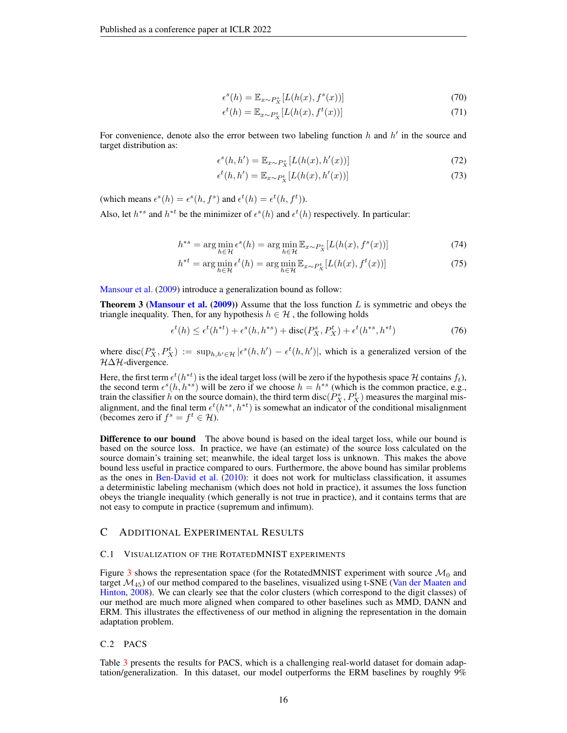$$\epsilon^s(h) = \mathbb{E}_{x\sim P_X^s}[L(h(x), f^s(x))] \tag{70}$$

$$\epsilon^t(h) = \mathbb{E}_{x\sim P_X^t}[L(h(x), f^t(x))] \tag{71}$$

For convenience, denote also the error between two labeling function $h$ and $h'$ in the source and target distribution as:

$$\epsilon^s(h, h') = \mathbb{E}_{x\sim P_X^s}[L(h(x), h'(x))] \tag{72}$$

$$\epsilon^t(h, h') = \mathbb{E}_{x\sim P_X^t}[L(h(x), h'(x))] \tag{73}$$

(which means $\epsilon^s(h) = \epsilon^s(h, f^s)$ and $\epsilon^t(h) = \epsilon^t(h, f^t)$).

Also, let $h^{*s}$ and $h^{*t}$ be the minimizer of $\epsilon^s(h)$ and $\epsilon^t(h)$ respectively. In particular:

$$h^{*s} = \arg\min_{h\in\mathcal{H}} \epsilon^s(h) = \arg\min_{h\in\mathcal{H}} \mathbb{E}_{x\sim P_X^s}[L(h(x), f^s(x))] \tag{74}$$

$$h^{*t} = \arg\min_{h\in\mathcal{H}} \epsilon^t(h) = \arg\min_{h\in\mathcal{H}} \mathbb{E}_{x\sim P_X^t}[L(h(x), f^t(x))] \tag{75}$$

Mansour et al. (2009) introduce a generalization bound as follow:

**Theorem 3 (Mansour et al. (2009))** Assume that the loss function $L$ is symmetric and obeys the triangle inequality. Then, for any hypothesis $h \in \mathcal{H}$ , the following holds

$$\epsilon^t(h) \leq \epsilon^t(h^{*t}) + \epsilon^s(h, h^{*s}) + \text{disc}(P_X^s, P_X^t) + \epsilon^t(h^{*s}, h^{*t}) \tag{76}$$

where $\text{disc}(P_X^s, P_X^t) := \sup_{h,h'\in\mathcal{H}} |\epsilon^s(h, h') - \epsilon^t(h, h')|$, which is a generalized version of the $\mathcal{H}\Delta\mathcal{H}$-divergence.

Here, the first term $\epsilon^t(h^{*t})$ is the ideal target loss (will be zero if the hypothesis space $\mathcal{H}$ contains $f_t$), the second term $\epsilon^s(h, h^{*s})$ will be zero if we choose $h = h^{*s}$ (which is the common practice, e.g., train the classifier $h$ on the source domain), the third term $\text{disc}(P_X^s, P_X^t)$ measures the marginal misalignment, and the final term $\epsilon^t(h^{*s}, h^{*t})$ is somewhat an indicator of the conditional misalignment (becomes zero if $f^s = f^t \in \mathcal{H}$).

**Difference to our bound** The above bound is based on the ideal target loss, while our bound is based on the source loss. In practice, we have (an estimate) of the source loss calculated on the source domain's training set; meanwhile, the ideal target loss is unknown. This makes the above bound less useful in practice compared to ours. Furthermore, the above bound has similar problems as the ones in Ben-David et al. (2010): it does not work for multiclass classification, it assumes a deterministic labeling mechanism (which does not hold in practice), it assumes the loss function obeys the triangle inequality (which generally is not true in practice), and it contains terms that are not easy to compute in practice (supremum and infimum).

# C Additional Experimental Results

## C.1 Visualization of the RotatedMNIST experiments

Figure 3 shows the representation space (for the RotatedMNIST experiment with source $\mathcal{M}_0$ and target $\mathcal{M}_{45}$) of our method compared to the baselines, visualized using t-SNE (Van der Maaten and Hinton, 2008). We can clearly see that the color clusters (which correspond to the digit classes) of our method are much more aligned when compared to other baselines such as MMD, DANN and ERM. This illustrates the effectiveness of our method in aligning the representation in the domain adaptation problem.

## C.2 PACS

Table 3 presents the results for PACS, which is a challenging real-world dataset for domain adaptation/generalization. In this dataset, our model outperforms the ERM baselines by roughly 9%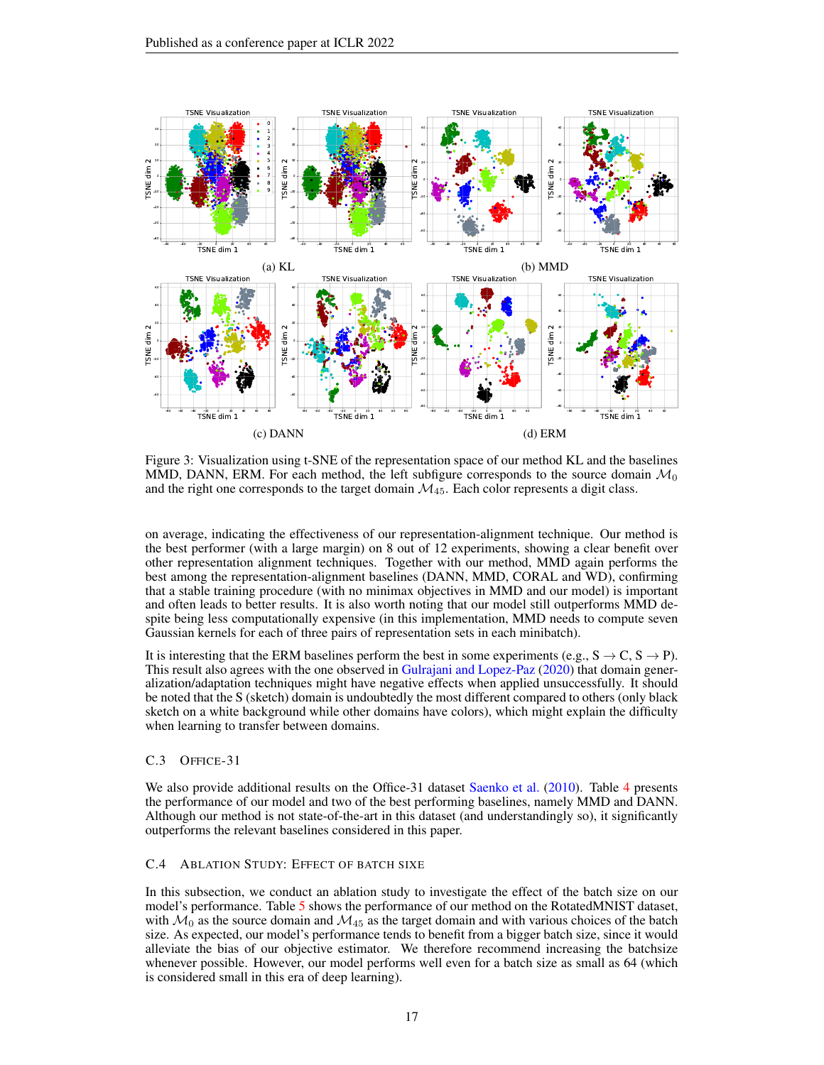(a) KL

(b) MMD

(c) DANN

(d) ERM

Figure 3: Visualization using t-SNE of the representation space of our method KL and the baselines MMD, DANN, ERM. For each method, the left subfigure corresponds to the source domain $\mathcal{M}_0$ and the right one corresponds to the target domain $\mathcal{M}_{45}$. Each color represents a digit class.

on average, indicating the effectiveness of our representation-alignment technique. Our method is the best performer (with a large margin) on 8 out of 12 experiments, showing a clear benefit over other representation alignment techniques. Together with our method, MMD again performs the best among the representation-alignment baselines (DANN, MMD, CORAL and WD), confirming that a stable training procedure (with no minimax objectives in MMD and our model) is important and often leads to better results. It is also worth noting that our model still outperforms MMD despite being less computationally expensive (in this implementation, MMD needs to compute seven Gaussian kernels for each of three pairs of representation sets in each minibatch).

It is interesting that the ERM baselines perform the best in some experiments (e.g., S → C, S → P). This result also agrees with the one observed in Gulrajani and Lopez-Paz (2020) that domain generalization/adaptation techniques might have negative effects when applied unsuccessfully. It should be noted that the S (sketch) domain is undoubtedly the most different compared to others (only black sketch on a white background while other domains have colors), which might explain the difficulty when learning to transfer between domains.

### C.3 Office-31

We also provide additional results on the Office-31 dataset Saenko et al. (2010). Table 4 presents the performance of our model and two of the best performing baselines, namely MMD and DANN. Although our method is not state-of-the-art in this dataset (and understandingly so), it significantly outperforms the relevant baselines considered in this paper.

### C.4 Ablation Study: Effect of Batch Sixe

In this subsection, we conduct an ablation study to investigate the effect of the batch size on our model's performance. Table 5 shows the performance of our method on the RotatedMNIST dataset, with $\mathcal{M}_0$ as the source domain and $\mathcal{M}_{45}$ as the target domain and with various choices of the batch size. As expected, our model's performance tends to benefit from a bigger batch size, since it would alleviate the bias of our objective estimator. We therefore recommend increasing the batchsize whenever possible. However, our model performs well even for a batch size as small as 64 (which is considered small in this era of deep learning).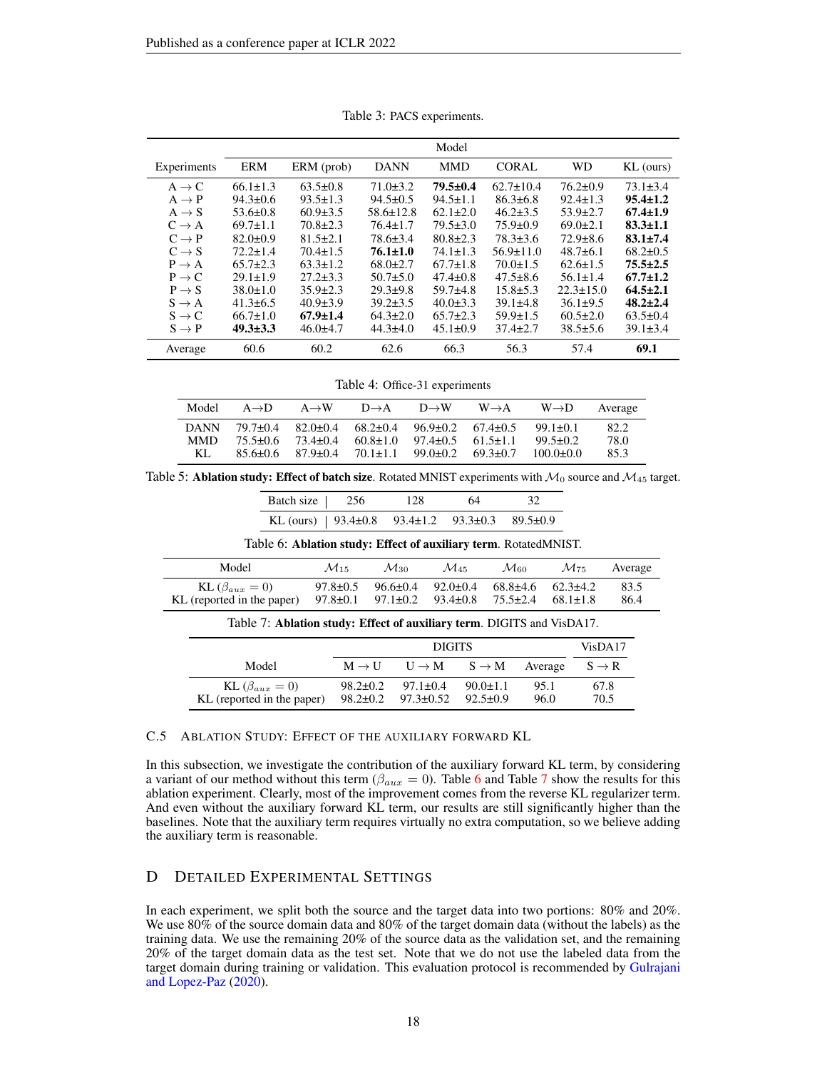Table 3: PACS experiments.

| Experiments | Model | | | | | | |
|---|---|---|---|---|---|---|---|
| | ERM | ERM (prob) | DANN | MMD | CORAL | WD | KL (ours) |
| A → C | 66.1±1.3 | 63.5±0.8 | 71.0±3.2 | **79.5±0.4** | 62.7±10.4 | 76.2±0.9 | 73.1±3.4 |
| A → P | 94.3±0.6 | 93.5±1.3 | 94.5±0.5 | 94.5±1.1 | 86.3±6.8 | 92.4±1.3 | **95.4±1.2** |
| A → S | 53.6±0.8 | 60.9±3.5 | 58.6±12.8 | 62.1±2.0 | 46.2±3.5 | 53.9±2.7 | **67.4±1.9** |
| C → A | 69.7±1.1 | 70.8±2.3 | 76.4±1.7 | 79.5±3.0 | 75.9±0.9 | 69.0±2.1 | **83.3±1.1** |
| C → P | 82.0±0.9 | 81.5±2.1 | 78.6±3.4 | 80.8±2.3 | 78.3±3.6 | 72.9±8.6 | **83.1±7.4** |
| C → S | 72.2±1.4 | 70.4±1.5 | **76.1±1.0** | 74.1±1.3 | 56.9±11.0 | 48.7±6.1 | 68.2±0.5 |
| P → A | 65.7±2.3 | 63.3±1.2 | 68.0±2.7 | 67.7±1.8 | 70.0±1.5 | 62.6±1.5 | **75.5±2.5** |
| P → C | 29.1±1.9 | 27.2±3.3 | 50.7±5.0 | 47.4±0.8 | 47.5±8.6 | 56.1±1.4 | **67.7±1.2** |
| P → S | 38.0±1.0 | 35.9±2.3 | 29.3±9.8 | 59.7±4.8 | 15.8±5.3 | 22.3±15.0 | **64.5±2.1** |
| S → A | 41.3±6.5 | 40.9±3.9 | 39.2±3.5 | 40.0±3.3 | 39.1±4.8 | 36.1±9.5 | **48.2±2.4** |
| S → C | 66.7±1.0 | **67.9±1.4** | 64.3±2.0 | 65.7±2.3 | 59.9±1.5 | 60.5±2.0 | 63.5±0.4 |
| S → P | **49.3±3.3** | 46.0±4.7 | 44.3±4.0 | 45.1±0.9 | 37.4±2.7 | 38.5±5.6 | 39.1±3.4 |
| Average | 60.6 | 60.2 | 62.6 | 66.3 | 56.3 | 57.4 | **69.1** |

Table 4: Office-31 experiments

| Model | A→D | A→W | D→A | D→W | W→A | W→D | Average |
|---|---|---|---|---|---|---|---|
| DANN | 79.7±0.4 | 82.0±0.4 | 68.2±0.4 | 96.9±0.2 | 67.4±0.5 | 99.1±0.1 | 82.2 |
| MMD | 75.5±0.6 | 73.4±0.4 | 60.8±1.0 | 97.4±0.5 | 61.5±1.1 | 99.5±0.2 | 78.0 |
| KL | 85.6±0.6 | 87.9±0.4 | 70.1±1.1 | 99.0±0.2 | 69.3±0.7 | 100.0±0.0 | 85.3 |

Table 5: **Ablation study: Effect of batch size**. Rotated MNIST experiments with $\mathcal{M}_0$ source and $\mathcal{M}_{45}$ target.

| Batch size | 256 | 128 | 64 | 32 |
|---|---|---|---|---|
| KL (ours) | 93.4±0.8 | 93.4±1.2 | 93.3±0.3 | 89.5±0.9 |

Table 6: **Ablation study: Effect of auxiliary term**. RotatedMNIST.

| Model | $\mathcal{M}_{15}$ | $\mathcal{M}_{30}$ | $\mathcal{M}_{45}$ | $\mathcal{M}_{60}$ | $\mathcal{M}_{75}$ | Average |
|---|---|---|---|---|---|---|
| KL ($\beta_{aux} = 0$) | 97.8±0.5 | 96.6±0.4 | 92.0±0.4 | 68.8±4.6 | 62.3±4.2 | 83.5 |
| KL (reported in the paper) | 97.8±0.1 | 97.1±0.2 | 93.4±0.8 | 75.5±2.4 | 68.1±1.8 | 86.4 |

Table 7: **Ablation study: Effect of auxiliary term**. DIGITS and VisDA17.

| Model | DIGITS | | | | VisDA17 |
|---|---|---|---|---|---|
| | M → U | U → M | S → M | Average | S → R |
| KL ($\beta_{aux} = 0$) | 98.2±0.2 | 97.1±0.4 | 90.0±1.1 | 95.1 | 67.8 |
| KL (reported in the paper) | 98.2±0.2 | 97.3±0.52 | 92.5±0.9 | 96.0 | 70.5 |

### C.5 Ablation Study: Effect of the Auxiliary Forward KL

In this subsection, we investigate the contribution of the auxiliary forward KL term, by considering a variant of our method without this term ($\beta_{aux} = 0$). Table 6 and Table 7 show the results for this ablation experiment. Clearly, most of the improvement comes from the reverse KL regularizer term. And even without the auxiliary forward KL term, our results are still significantly higher than the baselines. Note that the auxiliary term requires virtually no extra computation, so we believe adding the auxiliary term is reasonable.

## D Detailed Experimental Settings

In each experiment, we split both the source and the target data into two portions: 80% and 20%. We use 80% of the source domain data and 80% of the target domain data (without the labels) as the training data. We use the remaining 20% of the source data as the validation set, and the remaining 20% of the target domain data as the test set. Note that we do not use the labeled data from the target domain during training or validation. This evaluation protocol is recommended by Gulrajani and Lopez-Paz (2020).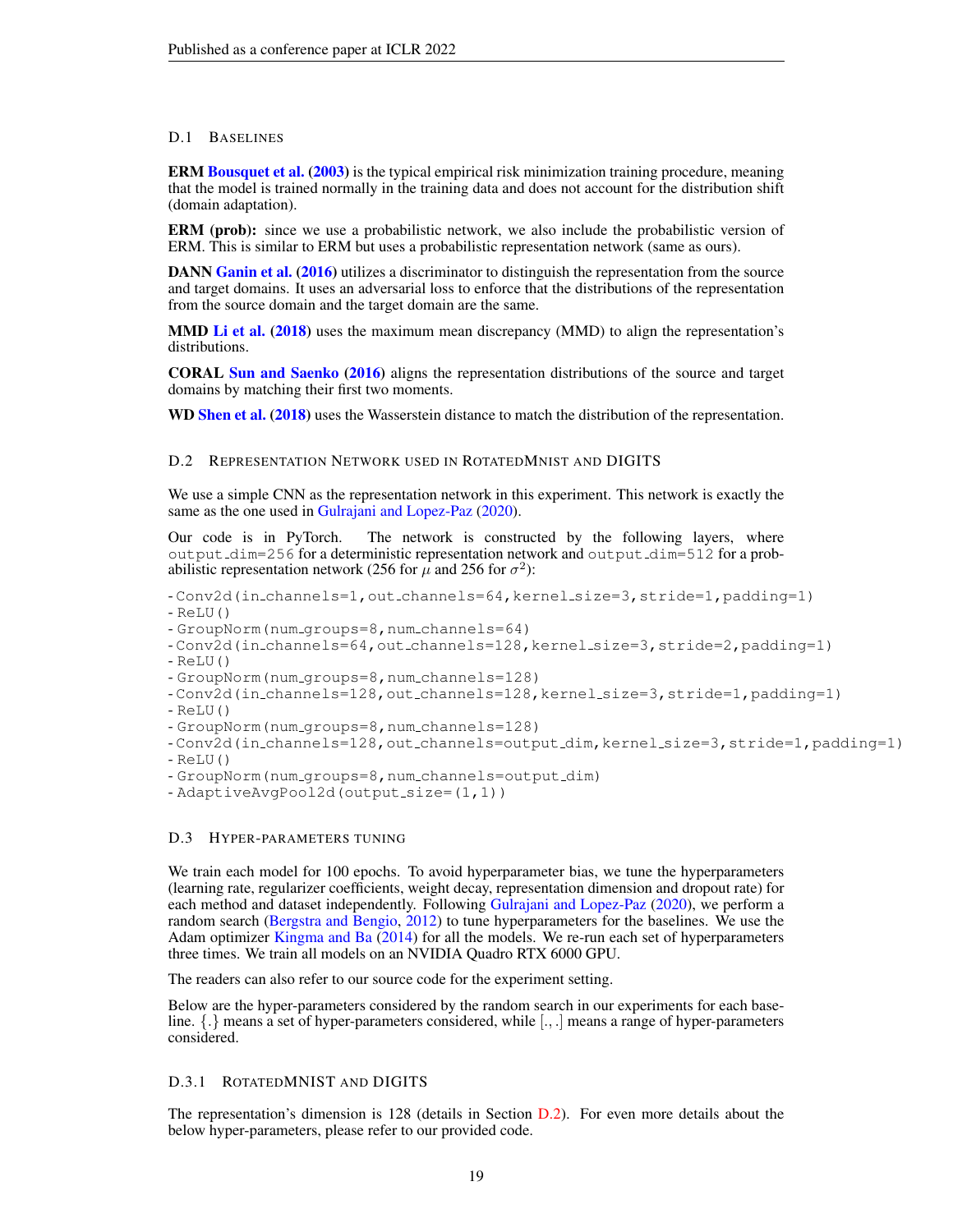### D.1 Baselines

**ERM Bousquet et al. (2003)** is the typical empirical risk minimization training procedure, meaning that the model is trained normally in the training data and does not account for the distribution shift (domain adaptation).

**ERM (prob):** since we use a probabilistic network, we also include the probabilistic version of ERM. This is similar to ERM but uses a probabilistic representation network (same as ours).

**DANN Ganin et al. (2016)** utilizes a discriminator to distinguish the representation from the source and target domains. It uses an adversarial loss to enforce that the distributions of the representation from the source domain and the target domain are the same.

**MMD Li et al. (2018)** uses the maximum mean discrepancy (MMD) to align the representation's distributions.

**CORAL Sun and Saenko (2016)** aligns the representation distributions of the source and target domains by matching their first two moments.

**WD Shen et al. (2018)** uses the Wasserstein distance to match the distribution of the representation.

### D.2 Representation Network used in RotatedMnist and DIGITS

We use a simple CNN as the representation network in this experiment. This network is exactly the same as the one used in Gulrajani and Lopez-Paz (2020).

Our code is in PyTorch. The network is constructed by the following layers, where `output_dim=256` for a deterministic representation network and `output_dim=512` for a probabilistic representation network (256 for $\mu$ and 256 for $\sigma^2$):

```
- Conv2d(in_channels=1,out_channels=64,kernel_size=3,stride=1,padding=1)
- ReLU()
- GroupNorm(num_groups=8,num_channels=64)
- Conv2d(in_channels=64,out_channels=128,kernel_size=3,stride=2,padding=1)
- ReLU()
- GroupNorm(num_groups=8,num_channels=128)
- Conv2d(in_channels=128,out_channels=128,kernel_size=3,stride=1,padding=1)
- ReLU()
- GroupNorm(num_groups=8,num_channels=128)
- Conv2d(in_channels=128,out_channels=output_dim,kernel_size=3,stride=1,padding=1)
- ReLU()
- GroupNorm(num_groups=8,num_channels=output_dim)
- AdaptiveAvgPool2d(output_size=(1,1))
```

### D.3 Hyper-parameters tuning

We train each model for 100 epochs. To avoid hyperparameter bias, we tune the hyperparameters (learning rate, regularizer coefficients, weight decay, representation dimension and dropout rate) for each method and dataset independently. Following Gulrajani and Lopez-Paz (2020), we perform a random search (Bergstra and Bengio, 2012) to tune hyperparameters for the baselines. We use the Adam optimizer Kingma and Ba (2014) for all the models. We re-run each set of hyperparameters three times. We train all models on an NVIDIA Quadro RTX 6000 GPU.

The readers can also refer to our source code for the experiment setting.

Below are the hyper-parameters considered by the random search in our experiments for each baseline. {.} means a set of hyper-parameters considered, while [., .] means a range of hyper-parameters considered.

#### D.3.1 RotatedMnist and DIGITS

The representation's dimension is 128 (details in Section D.2). For even more details about the below hyper-parameters, please refer to our provided code.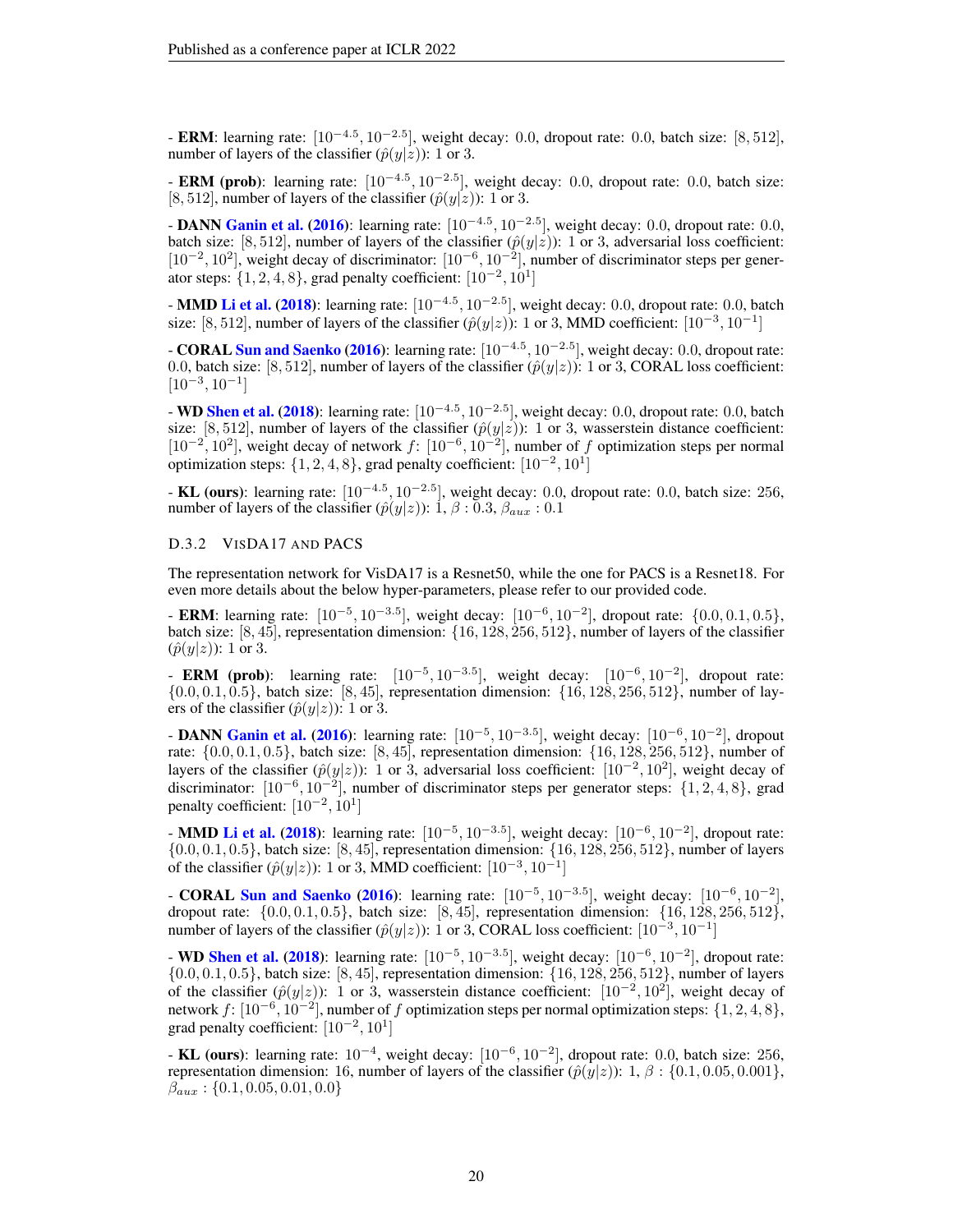- **ERM**: learning rate: $[10^{-4.5}, 10^{-2.5}]$, weight decay: 0.0, dropout rate: 0.0, batch size: $[8, 512]$, number of layers of the classifier ($\hat{p}(y|z)$): 1 or 3.

- **ERM (prob)**: learning rate: $[10^{-4.5}, 10^{-2.5}]$, weight decay: 0.0, dropout rate: 0.0, batch size: $[8, 512]$, number of layers of the classifier ($\hat{p}(y|z)$): 1 or 3.

- **DANN** Ganin et al. (2016): learning rate: $[10^{-4.5}, 10^{-2.5}]$, weight decay: 0.0, dropout rate: 0.0, batch size: $[8, 512]$, number of layers of the classifier ($\hat{p}(y|z)$): 1 or 3, adversarial loss coefficient: $[10^{-2}, 10^{2}]$, weight decay of discriminator: $[10^{-6}, 10^{-2}]$, number of discriminator steps per generator steps: $\{1, 2, 4, 8\}$, grad penalty coefficient: $[10^{-2}, 10^{1}]$

- **MMD** Li et al. (2018): learning rate: $[10^{-4.5}, 10^{-2.5}]$, weight decay: 0.0, dropout rate: 0.0, batch size: $[8, 512]$, number of layers of the classifier ($\hat{p}(y|z)$): 1 or 3, MMD coefficient: $[10^{-3}, 10^{-1}]$

- **CORAL** Sun and Saenko (2016): learning rate: $[10^{-4.5}, 10^{-2.5}]$, weight decay: 0.0, dropout rate: 0.0, batch size: $[8, 512]$, number of layers of the classifier ($\hat{p}(y|z)$): 1 or 3, CORAL loss coefficient: $[10^{-3}, 10^{-1}]$

- **WD** Shen et al. (2018): learning rate: $[10^{-4.5}, 10^{-2.5}]$, weight decay: 0.0, dropout rate: 0.0, batch size: $[8, 512]$, number of layers of the classifier ($\hat{p}(y|z)$): 1 or 3, wasserstein distance coefficient: $[10^{-2}, 10^{2}]$, weight decay of network $f$: $[10^{-6}, 10^{-2}]$, number of $f$ optimization steps per normal optimization steps: $\{1, 2, 4, 8\}$, grad penalty coefficient: $[10^{-2}, 10^{1}]$

- **KL (ours)**: learning rate: $[10^{-4.5}, 10^{-2.5}]$, weight decay: 0.0, dropout rate: 0.0, batch size: 256, number of layers of the classifier ($\hat{p}(y|z)$): 1, $\beta$ : 0.3, $\beta_{aux}$ : 0.1

#### D.3.2 VisDA17 and PACS

The representation network for VisDA17 is a Resnet50, while the one for PACS is a Resnet18. For even more details about the below hyper-parameters, please refer to our provided code.

- **ERM**: learning rate: $[10^{-5}, 10^{-3.5}]$, weight decay: $[10^{-6}, 10^{-2}]$, dropout rate: $\{0.0, 0.1, 0.5\}$, batch size: $[8, 45]$, representation dimension: $\{16, 128, 256, 512\}$, number of layers of the classifier ($\hat{p}(y|z)$): 1 or 3.

- **ERM (prob)**: learning rate: $[10^{-5}, 10^{-3.5}]$, weight decay: $[10^{-6}, 10^{-2}]$, dropout rate: $\{0.0, 0.1, 0.5\}$, batch size: $[8, 45]$, representation dimension: $\{16, 128, 256, 512\}$, number of layers of the classifier ($\hat{p}(y|z)$): 1 or 3.

- **DANN** Ganin et al. (2016): learning rate: $[10^{-5}, 10^{-3.5}]$, weight decay: $[10^{-6}, 10^{-2}]$, dropout rate: $\{0.0, 0.1, 0.5\}$, batch size: $[8, 45]$, representation dimension: $\{16, 128, 256, 512\}$, number of layers of the classifier ($\hat{p}(y|z)$): 1 or 3, adversarial loss coefficient: $[10^{-2}, 10^{2}]$, weight decay of discriminator: $[10^{-6}, 10^{-2}]$, number of discriminator steps per generator steps: $\{1, 2, 4, 8\}$, grad penalty coefficient: $[10^{-2}, 10^{1}]$

- **MMD** Li et al. (2018): learning rate: $[10^{-5}, 10^{-3.5}]$, weight decay: $[10^{-6}, 10^{-2}]$, dropout rate: $\{0.0, 0.1, 0.5\}$, batch size: $[8, 45]$, representation dimension: $\{16, 128, 256, 512\}$, number of layers of the classifier ($\hat{p}(y|z)$): 1 or 3, MMD coefficient: $[10^{-3}, 10^{-1}]$

- **CORAL** Sun and Saenko (2016): learning rate: $[10^{-5}, 10^{-3.5}]$, weight decay: $[10^{-6}, 10^{-2}]$, dropout rate: $\{0.0, 0.1, 0.5\}$, batch size: $[8, 45]$, representation dimension: $\{16, 128, 256, 512\}$, number of layers of the classifier ($\hat{p}(y|z)$): 1 or 3, CORAL loss coefficient: $[10^{-3}, 10^{-1}]$

- **WD** Shen et al. (2018): learning rate: $[10^{-5}, 10^{-3.5}]$, weight decay: $[10^{-6}, 10^{-2}]$, dropout rate: $\{0.0, 0.1, 0.5\}$, batch size: $[8, 45]$, representation dimension: $\{16, 128, 256, 512\}$, number of layers of the classifier ($\hat{p}(y|z)$): 1 or 3, wasserstein distance coefficient: $[10^{-2}, 10^{2}]$, weight decay of network $f$: $[10^{-6}, 10^{-2}]$, number of $f$ optimization steps per normal optimization steps: $\{1, 2, 4, 8\}$, grad penalty coefficient: $[10^{-2}, 10^{1}]$

- **KL (ours)**: learning rate: $10^{-4}$, weight decay: $[10^{-6}, 10^{-2}]$, dropout rate: 0.0, batch size: 256, representation dimension: 16, number of layers of the classifier ($\hat{p}(y|z)$): 1, $\beta$ : $\{0.1, 0.05, 0.001\}$, $\beta_{aux}$ : $\{0.1, 0.05, 0.01, 0.0\}$